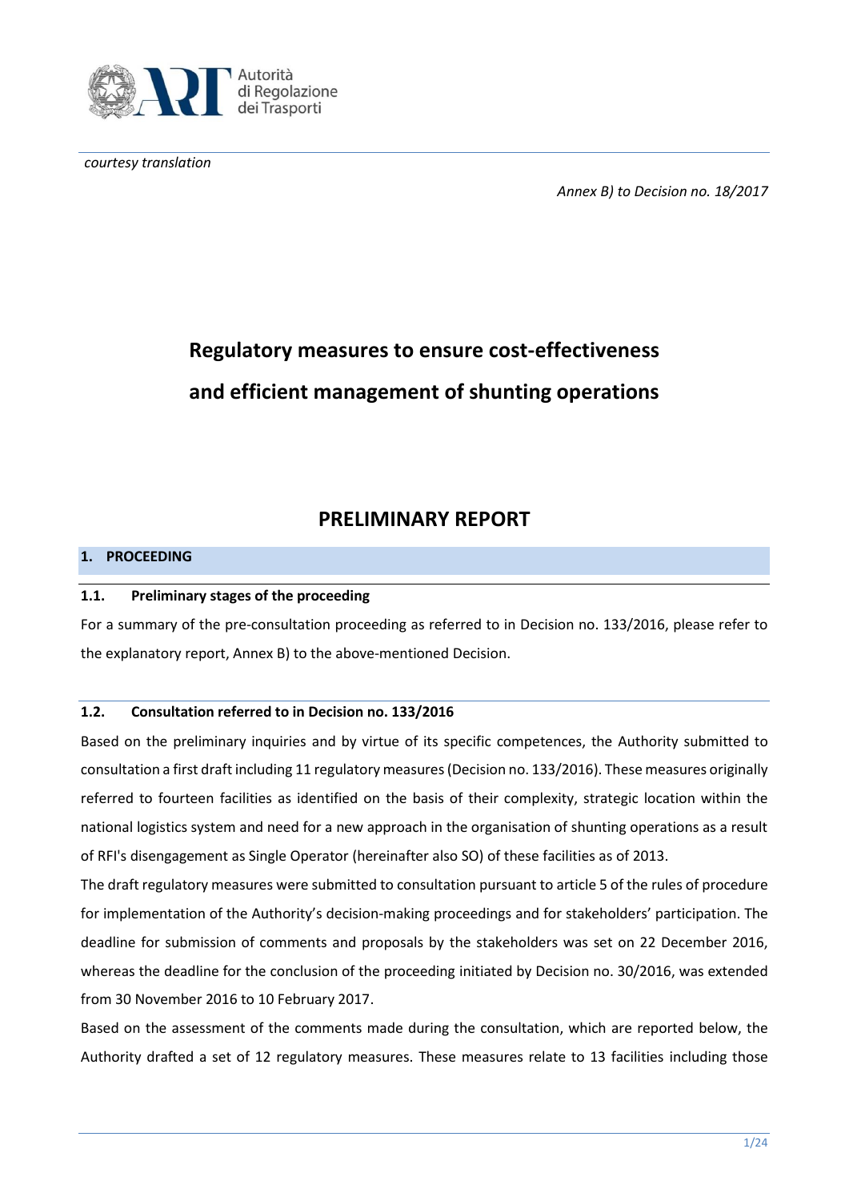*courtesy translation*

*Annex B) to Decision no. 18/2017*

# Regulatory measures to ensure cost-effectiveness and efficient management of shunting operations

## PRELIMINARY REPORT

### 1. PROCEEDING

#### 1.1. Preliminary stages of the proceeding

For a summary of the pre-consultation proceeding as referred to in Decision no. 133/2016, please refer to the explanatory report, Annex B) to the above-mentioned Decision.

#### 1.2. Consultation referred to in Decision no. 133/2016

Based on the preliminary inquiries and by virtue of its specific competences, the Authority submitted to consultation a first draft including 11 regulatory measures (Decision no. 133/2016). These measures originally referred to fourteen facilities as identified on the basis of their complexity, strategic location within the national logistics system and need for a new approach in the organisation of shunting operations as a result of RFI's disengagement as Single Operator (hereinafter also SO) of these facilities as of 2013.

The draft regulatory measures were submitted to consultation pursuant to article 5 of the rules of procedure for implementation of the Authority's decision-making proceedings and for stakeholders' participation. The deadline for submission of comments and proposals by the stakeholders was set on 22 December 2016, whereas the deadline for the conclusion of the proceeding initiated by Decision no. 30/2016, was extended from 30 November 2016 to 10 February 2017.

Based on the assessment of the comments made during the consultation, which are reported below, the Authority drafted a set of 12 regulatory measures. These measures relate to 13 facilities including those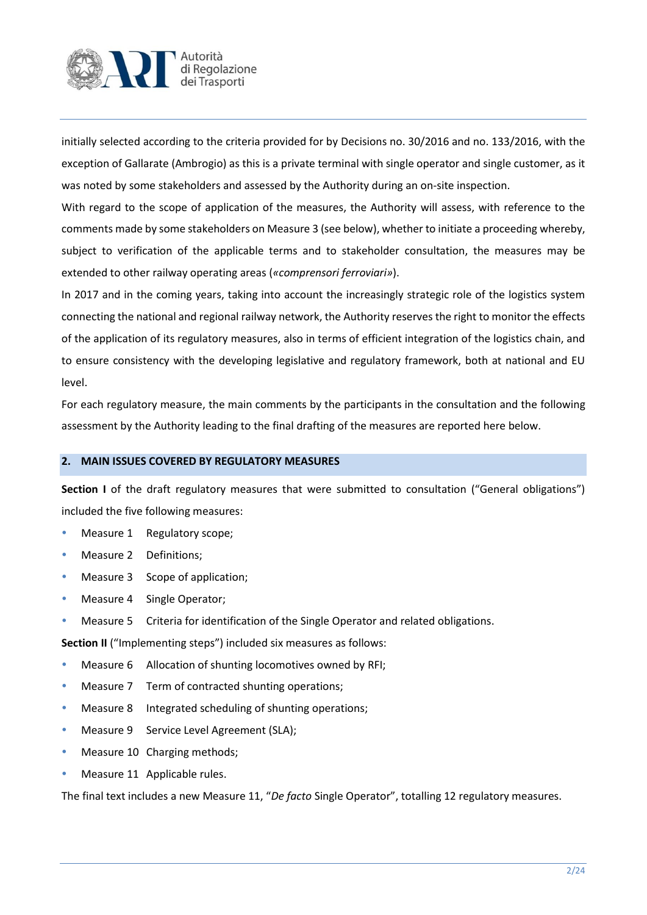initially selected according to the criteria provided for by Decisions no. 30/2016 and no. 133/2016, with the exception of Gallarate (Ambrogio) as this is a private terminal with single operator and single customer, as it was noted by some stakeholders and assessed by the Authority during an on-site inspection.

With regard to the scope of application of the measures, the Authority will assess, with reference to the comments made by some stakeholders on Measure 3 (see below), whether to initiate a proceeding whereby, subject to verification of the applicable terms and to stakeholder consultation, the measures may be extended to other railway operating areas (*«comprensori ferroviari»*).

In 2017 and in the coming years, taking into account the increasingly strategic role of the logistics system connecting the national and regional railway network, the Authority reserves the right to monitor the effects of the application of its regulatory measures, also in terms of efficient integration of the logistics chain, and to ensure consistency with the developing legislative and regulatory framework, both at national and EU level.

For each regulatory measure, the main comments by the participants in the consultation and the following assessment by the Authority leading to the final drafting of the measures are reported here below.

## 2. MAIN ISSUES COVERED BY REGULATORY MEASURES

**Section I** of the draft regulatory measures that were submitted to consultation ("General obligations") included the five following measures:

- Measure 1 Regulatory scope;
- Measure 2 Definitions;
- Measure 3 Scope of application;
- Measure 4 Single Operator;
- Measure 5 Criteria for identification of the Single Operator and related obligations.

**Section II** ("Implementing steps") included six measures as follows:

- Measure 6 Allocation of shunting locomotives owned by RFI;
- Measure 7 Term of contracted shunting operations;
- Measure 8 Integrated scheduling of shunting operations;
- Measure 9 Service Level Agreement (SLA);
- Measure 10 Charging methods;
- Measure 11 Applicable rules.

The final text includes a new Measure 11, "*De facto* Single Operator", totalling 12 regulatory measures.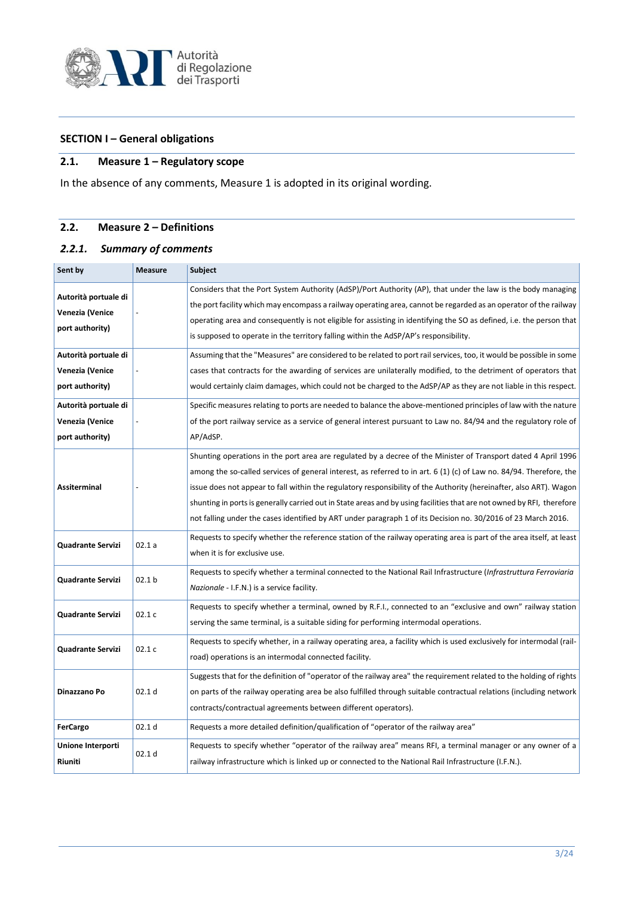## SECTION I – General obligations

### 2.1. Measure 1 – Regulatory scope

In the absence of any comments, Measure 1 is adopted in its original wording.

### 2.2. Measure 2 – Definitions

#### *2.2.1. Summary of comments*

| Sent by | Measure | Subject |
|---|---|---|
| **Autorità portuale di Venezia (Venice port authority)** | - | Considers that the Port System Authority (AdSP)/Port Authority (AP), that under the law is the body managing the port facility which may encompass a railway operating area, cannot be regarded as an operator of the railway operating area and consequently is not eligible for assisting in identifying the SO as defined, i.e. the person that is supposed to operate in the territory falling within the AdSP/AP's responsibility. |
| **Autorità portuale di Venezia (Venice port authority)** | - | Assuming that the "Measures" are considered to be related to port rail services, too, it would be possible in some cases that contracts for the awarding of services are unilaterally modified, to the detriment of operators that would certainly claim damages, which could not be charged to the AdSP/AP as they are not liable in this respect. |
| **Autorità portuale di Venezia (Venice port authority)** | - | Specific measures relating to ports are needed to balance the above-mentioned principles of law with the nature of the port railway service as a service of general interest pursuant to Law no. 84/94 and the regulatory role of AP/AdSP. |
| **Assiterminal** | - | Shunting operations in the port area are regulated by a decree of the Minister of Transport dated 4 April 1996 among the so-called services of general interest, as referred to in art. 6 (1) (c) of Law no. 84/94. Therefore, the issue does not appear to fall within the regulatory responsibility of the Authority (hereinafter, also ART). Wagon shunting in ports is generally carried out in State areas and by using facilities that are not owned by RFI, therefore not falling under the cases identified by ART under paragraph 1 of its Decision no. 30/2016 of 23 March 2016. |
| **Quadrante Servizi** | 02.1 a | Requests to specify whether the reference station of the railway operating area is part of the area itself, at least when it is for exclusive use. |
| **Quadrante Servizi** | 02.1 b | Requests to specify whether a terminal connected to the National Rail Infrastructure (*Infrastruttura Ferroviaria Nazionale* - I.F.N.) is a service facility. |
| **Quadrante Servizi** | 02.1 c | Requests to specify whether a terminal, owned by R.F.I., connected to an "exclusive and own" railway station serving the same terminal, is a suitable siding for performing intermodal operations. |
| **Quadrante Servizi** | 02.1 c | Requests to specify whether, in a railway operating area, a facility which is used exclusively for intermodal (rail-road) operations is an intermodal connected facility. |
| **Dinazzano Po** | 02.1 d | Suggests that for the definition of "operator of the railway area" the requirement related to the holding of rights on parts of the railway operating area be also fulfilled through suitable contractual relations (including network contracts/contractual agreements between different operators). |
| **FerCargo** | 02.1 d | Requests a more detailed definition/qualification of "operator of the railway area" |
| **Unione Interporti Riuniti** | 02.1 d | Requests to specify whether "operator of the railway area" means RFI, a terminal manager or any owner of a railway infrastructure which is linked up or connected to the National Rail Infrastructure (I.F.N.). |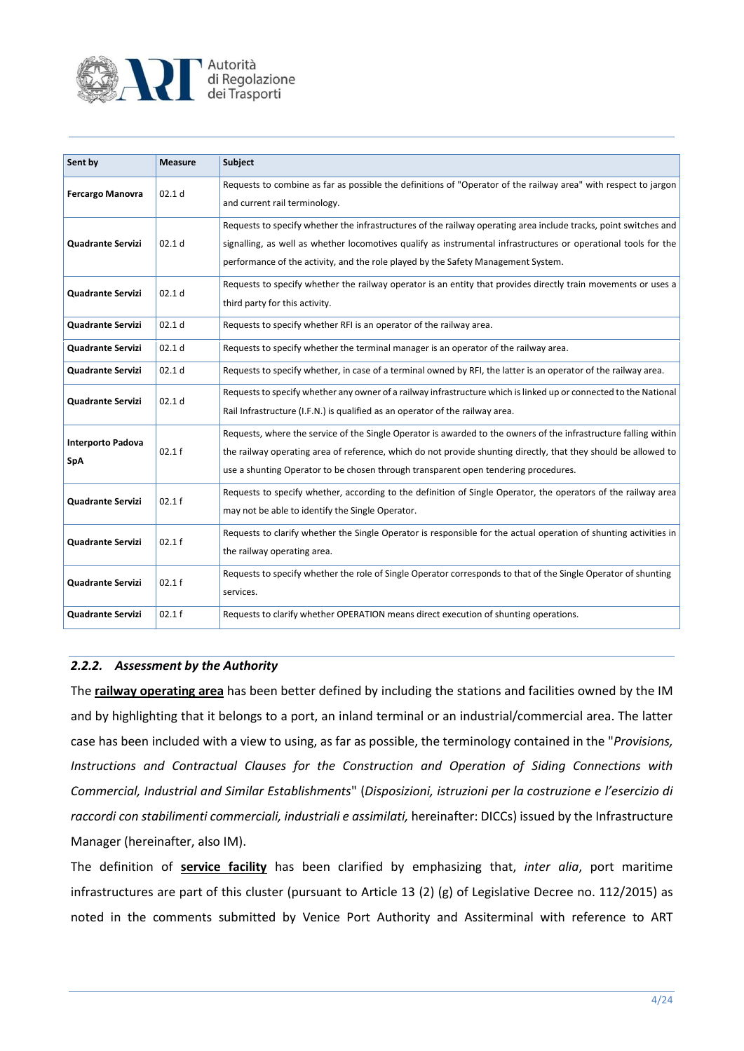| Sent by | Measure | Subject |
|---|---|---|
| **Fercargo Manovra** | 02.1 d | Requests to combine as far as possible the definitions of "Operator of the railway area" with respect to jargon and current rail terminology. |
| **Quadrante Servizi** | 02.1 d | Requests to specify whether the infrastructures of the railway operating area include tracks, point switches and signalling, as well as whether locomotives qualify as instrumental infrastructures or operational tools for the performance of the activity, and the role played by the Safety Management System. |
| **Quadrante Servizi** | 02.1 d | Requests to specify whether the railway operator is an entity that provides directly train movements or uses a third party for this activity. |
| **Quadrante Servizi** | 02.1 d | Requests to specify whether RFI is an operator of the railway area. |
| **Quadrante Servizi** | 02.1 d | Requests to specify whether the terminal manager is an operator of the railway area. |
| **Quadrante Servizi** | 02.1 d | Requests to specify whether, in case of a terminal owned by RFI, the latter is an operator of the railway area. |
| **Quadrante Servizi** | 02.1 d | Requests to specify whether any owner of a railway infrastructure which is linked up or connected to the National Rail Infrastructure (I.F.N.) is qualified as an operator of the railway area. |
| **Interporto Padova SpA** | 02.1 f | Requests, where the service of the Single Operator is awarded to the owners of the infrastructure falling within the railway operating area of reference, which do not provide shunting directly, that they should be allowed to use a shunting Operator to be chosen through transparent open tendering procedures. |
| **Quadrante Servizi** | 02.1 f | Requests to specify whether, according to the definition of Single Operator, the operators of the railway area may not be able to identify the Single Operator. |
| **Quadrante Servizi** | 02.1 f | Requests to clarify whether the Single Operator is responsible for the actual operation of shunting activities in the railway operating area. |
| **Quadrante Servizi** | 02.1 f | Requests to specify whether the role of Single Operator corresponds to that of the Single Operator of shunting services. |
| **Quadrante Servizi** | 02.1 f | Requests to clarify whether OPERATION means direct execution of shunting operations. |

### *2.2.2. Assessment by the Authority*

The **railway operating area** has been better defined by including the stations and facilities owned by the IM and by highlighting that it belongs to a port, an inland terminal or an industrial/commercial area. The latter case has been included with a view to using, as far as possible, the terminology contained in the "*Provisions, Instructions and Contractual Clauses for the Construction and Operation of Siding Connections with Commercial, Industrial and Similar Establishments*" (*Disposizioni, istruzioni per la costruzione e l'esercizio di raccordi con stabilimenti commerciali, industriali e assimilati,* hereinafter: DICCs) issued by the Infrastructure Manager (hereinafter, also IM).

The definition of **service facility** has been clarified by emphasizing that, *inter alia*, port maritime infrastructures are part of this cluster (pursuant to Article 13 (2) (g) of Legislative Decree no. 112/2015) as noted in the comments submitted by Venice Port Authority and Assiterminal with reference to ART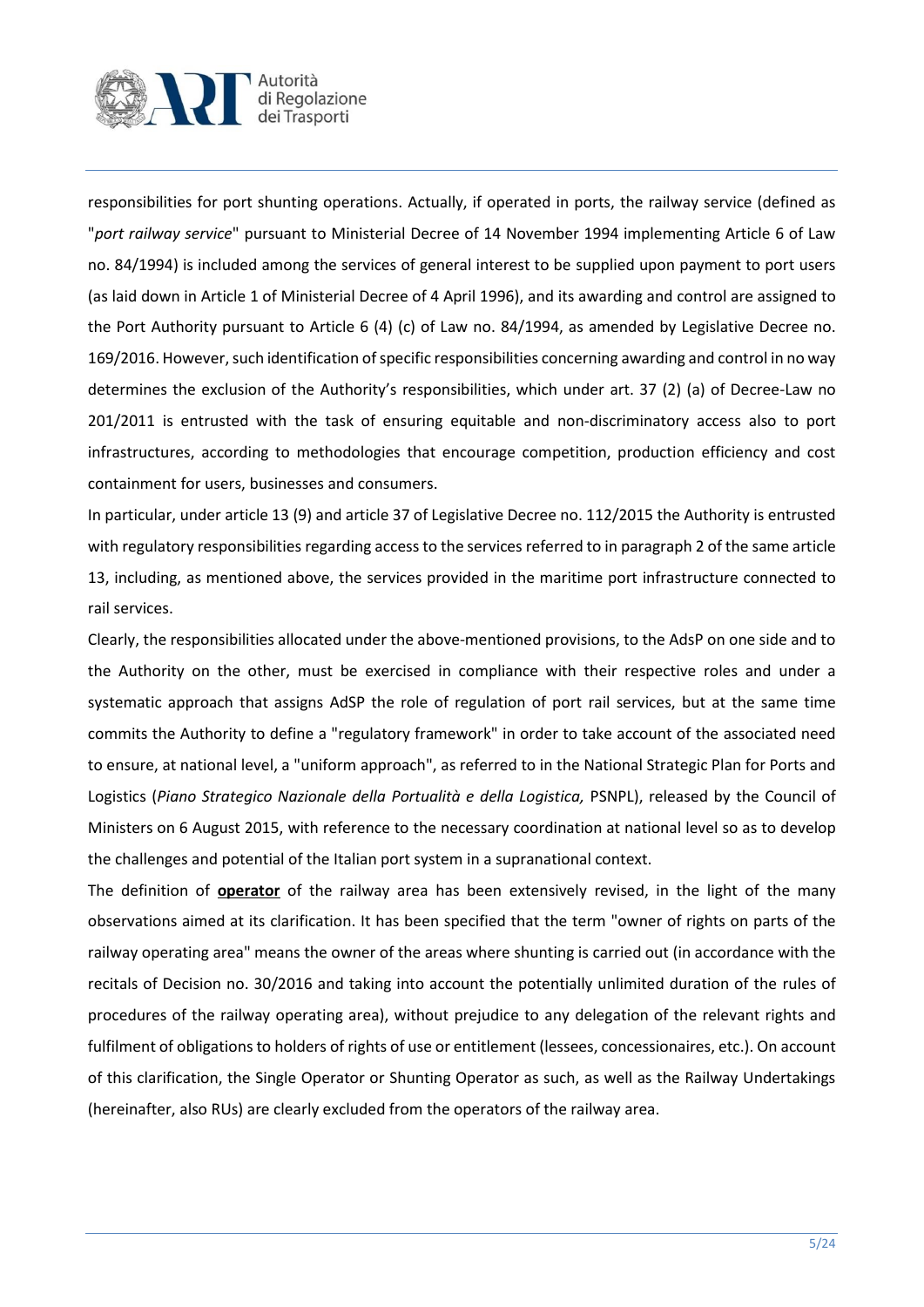responsibilities for port shunting operations. Actually, if operated in ports, the railway service (defined as "*port railway service*" pursuant to Ministerial Decree of 14 November 1994 implementing Article 6 of Law no. 84/1994) is included among the services of general interest to be supplied upon payment to port users (as laid down in Article 1 of Ministerial Decree of 4 April 1996), and its awarding and control are assigned to the Port Authority pursuant to Article 6 (4) (c) of Law no. 84/1994, as amended by Legislative Decree no. 169/2016. However, such identification of specific responsibilities concerning awarding and control in no way determines the exclusion of the Authority's responsibilities, which under art. 37 (2) (a) of Decree-Law no 201/2011 is entrusted with the task of ensuring equitable and non-discriminatory access also to port infrastructures, according to methodologies that encourage competition, production efficiency and cost containment for users, businesses and consumers.

In particular, under article 13 (9) and article 37 of Legislative Decree no. 112/2015 the Authority is entrusted with regulatory responsibilities regarding access to the services referred to in paragraph 2 of the same article 13, including, as mentioned above, the services provided in the maritime port infrastructure connected to rail services.

Clearly, the responsibilities allocated under the above-mentioned provisions, to the AdsP on one side and to the Authority on the other, must be exercised in compliance with their respective roles and under a systematic approach that assigns AdSP the role of regulation of port rail services, but at the same time commits the Authority to define a "regulatory framework" in order to take account of the associated need to ensure, at national level, a "uniform approach", as referred to in the National Strategic Plan for Ports and Logistics (*Piano Strategico Nazionale della Portualità e della Logistica,* PSNPL), released by the Council of Ministers on 6 August 2015, with reference to the necessary coordination at national level so as to develop the challenges and potential of the Italian port system in a supranational context.

The definition of **operator** of the railway area has been extensively revised, in the light of the many observations aimed at its clarification. It has been specified that the term "owner of rights on parts of the railway operating area" means the owner of the areas where shunting is carried out (in accordance with the recitals of Decision no. 30/2016 and taking into account the potentially unlimited duration of the rules of procedures of the railway operating area), without prejudice to any delegation of the relevant rights and fulfilment of obligations to holders of rights of use or entitlement (lessees, concessionaires, etc.). On account of this clarification, the Single Operator or Shunting Operator as such, as well as the Railway Undertakings (hereinafter, also RUs) are clearly excluded from the operators of the railway area.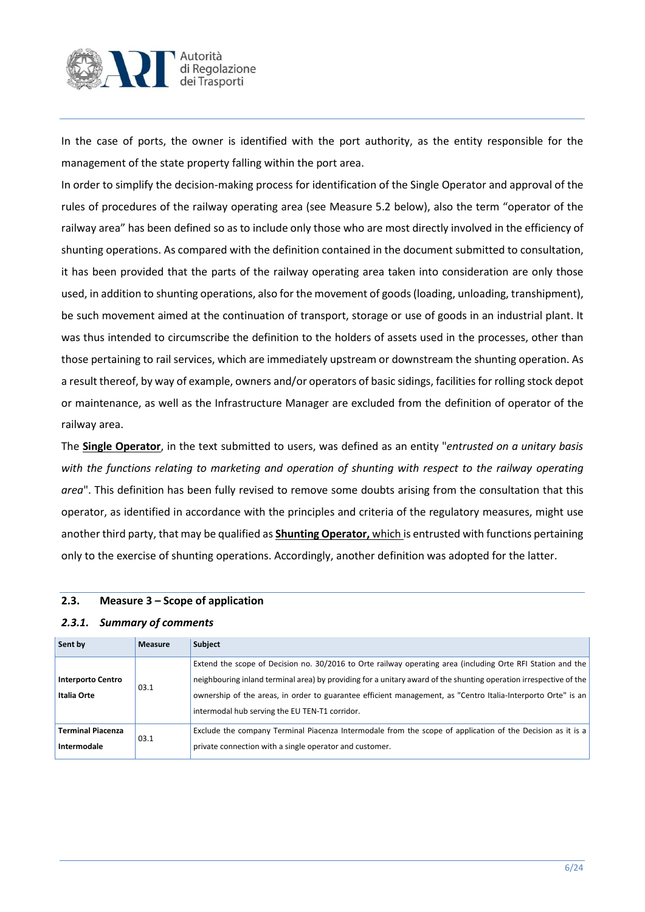In the case of ports, the owner is identified with the port authority, as the entity responsible for the management of the state property falling within the port area.

In order to simplify the decision-making process for identification of the Single Operator and approval of the rules of procedures of the railway operating area (see Measure 5.2 below), also the term "operator of the railway area" has been defined so as to include only those who are most directly involved in the efficiency of shunting operations. As compared with the definition contained in the document submitted to consultation, it has been provided that the parts of the railway operating area taken into consideration are only those used, in addition to shunting operations, also for the movement of goods (loading, unloading, transhipment), be such movement aimed at the continuation of transport, storage or use of goods in an industrial plant. It was thus intended to circumscribe the definition to the holders of assets used in the processes, other than those pertaining to rail services, which are immediately upstream or downstream the shunting operation. As a result thereof, by way of example, owners and/or operators of basic sidings, facilities for rolling stock depot or maintenance, as well as the Infrastructure Manager are excluded from the definition of operator of the railway area.

The **Single Operator**, in the text submitted to users, was defined as an entity "*entrusted on a unitary basis with the functions relating to marketing and operation of shunting with respect to the railway operating area*". This definition has been fully revised to remove some doubts arising from the consultation that this operator, as identified in accordance with the principles and criteria of the regulatory measures, might use another third party, that may be qualified as **Shunting Operator,** which is entrusted with functions pertaining only to the exercise of shunting operations. Accordingly, another definition was adopted for the latter.

## 2.3. Measure 3 – Scope of application

### *2.3.1. Summary of comments*

| Sent by | Measure | Subject |
|---|---|---|
| **Interporto Centro Italia Orte** | 03.1 | Extend the scope of Decision no. 30/2016 to Orte railway operating area (including Orte RFI Station and the neighbouring inland terminal area) by providing for a unitary award of the shunting operation irrespective of the ownership of the areas, in order to guarantee efficient management, as "Centro Italia-Interporto Orte" is an intermodal hub serving the EU TEN-T1 corridor. |
| **Terminal Piacenza Intermodale** | 03.1 | Exclude the company Terminal Piacenza Intermodale from the scope of application of the Decision as it is a private connection with a single operator and customer. |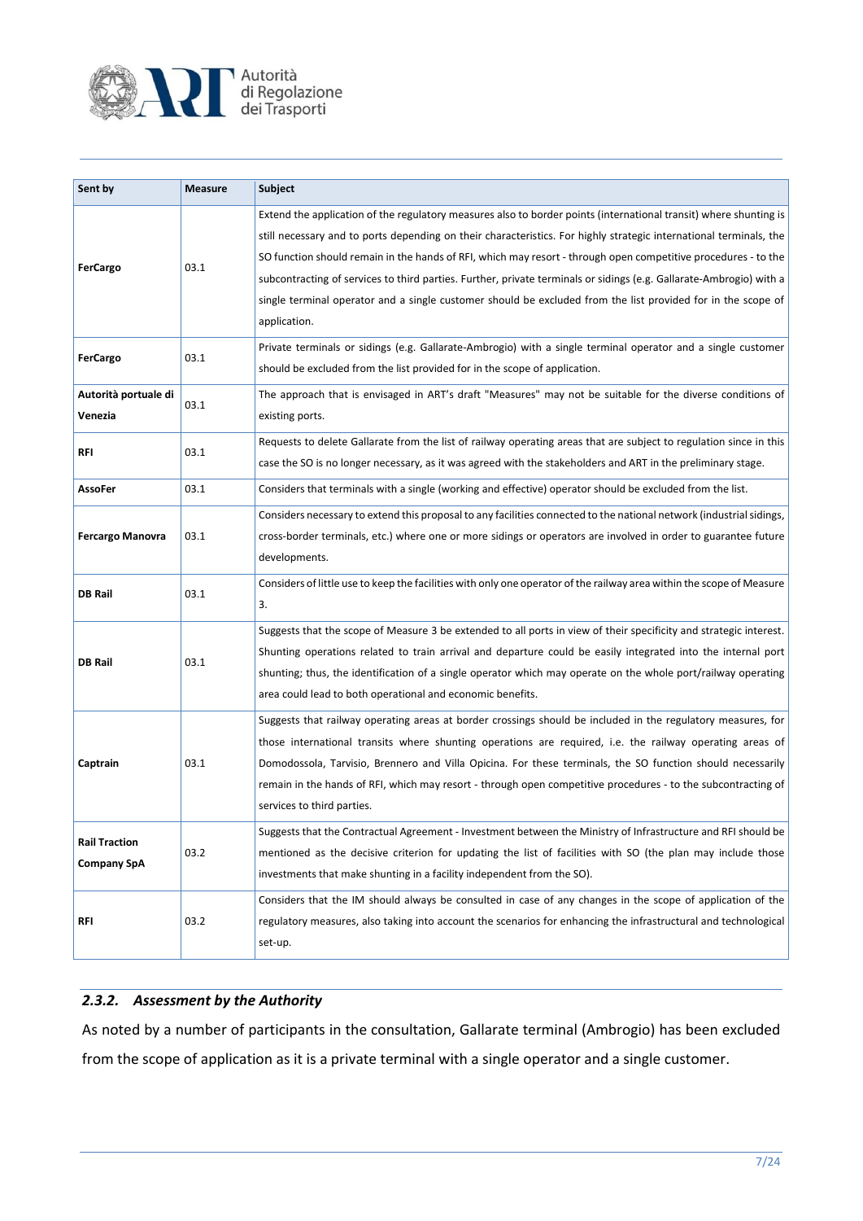| Sent by | Measure | Subject |
|---|---|---|
| **FerCargo** | 03.1 | Extend the application of the regulatory measures also to border points (international transit) where shunting is still necessary and to ports depending on their characteristics. For highly strategic international terminals, the SO function should remain in the hands of RFI, which may resort - through open competitive procedures - to the subcontracting of services to third parties. Further, private terminals or sidings (e.g. Gallarate-Ambrogio) with a single terminal operator and a single customer should be excluded from the list provided for in the scope of application. |
| **FerCargo** | 03.1 | Private terminals or sidings (e.g. Gallarate-Ambrogio) with a single terminal operator and a single customer should be excluded from the list provided for in the scope of application. |
| **Autorità portuale di Venezia** | 03.1 | The approach that is envisaged in ART's draft "Measures" may not be suitable for the diverse conditions of existing ports. |
| **RFI** | 03.1 | Requests to delete Gallarate from the list of railway operating areas that are subject to regulation since in this case the SO is no longer necessary, as it was agreed with the stakeholders and ART in the preliminary stage. |
| **AssoFer** | 03.1 | Considers that terminals with a single (working and effective) operator should be excluded from the list. |
| **Fercargo Manovra** | 03.1 | Considers necessary to extend this proposal to any facilities connected to the national network (industrial sidings, cross-border terminals, etc.) where one or more sidings or operators are involved in order to guarantee future developments. |
| **DB Rail** | 03.1 | Considers of little use to keep the facilities with only one operator of the railway area within the scope of Measure 3. |
| **DB Rail** | 03.1 | Suggests that the scope of Measure 3 be extended to all ports in view of their specificity and strategic interest. Shunting operations related to train arrival and departure could be easily integrated into the internal port shunting; thus, the identification of a single operator which may operate on the whole port/railway operating area could lead to both operational and economic benefits. |
| **Captrain** | 03.1 | Suggests that railway operating areas at border crossings should be included in the regulatory measures, for those international transits where shunting operations are required, i.e. the railway operating areas of Domodossola, Tarvisio, Brennero and Villa Opicina. For these terminals, the SO function should necessarily remain in the hands of RFI, which may resort - through open competitive procedures - to the subcontracting of services to third parties. |
| **Rail Traction Company SpA** | 03.2 | Suggests that the Contractual Agreement - Investment between the Ministry of Infrastructure and RFI should be mentioned as the decisive criterion for updating the list of facilities with SO (the plan may include those investments that make shunting in a facility independent from the SO). |
| **RFI** | 03.2 | Considers that the IM should always be consulted in case of any changes in the scope of application of the regulatory measures, also taking into account the scenarios for enhancing the infrastructural and technological set-up. |

### *2.3.2. Assessment by the Authority*

As noted by a number of participants in the consultation, Gallarate terminal (Ambrogio) has been excluded from the scope of application as it is a private terminal with a single operator and a single customer.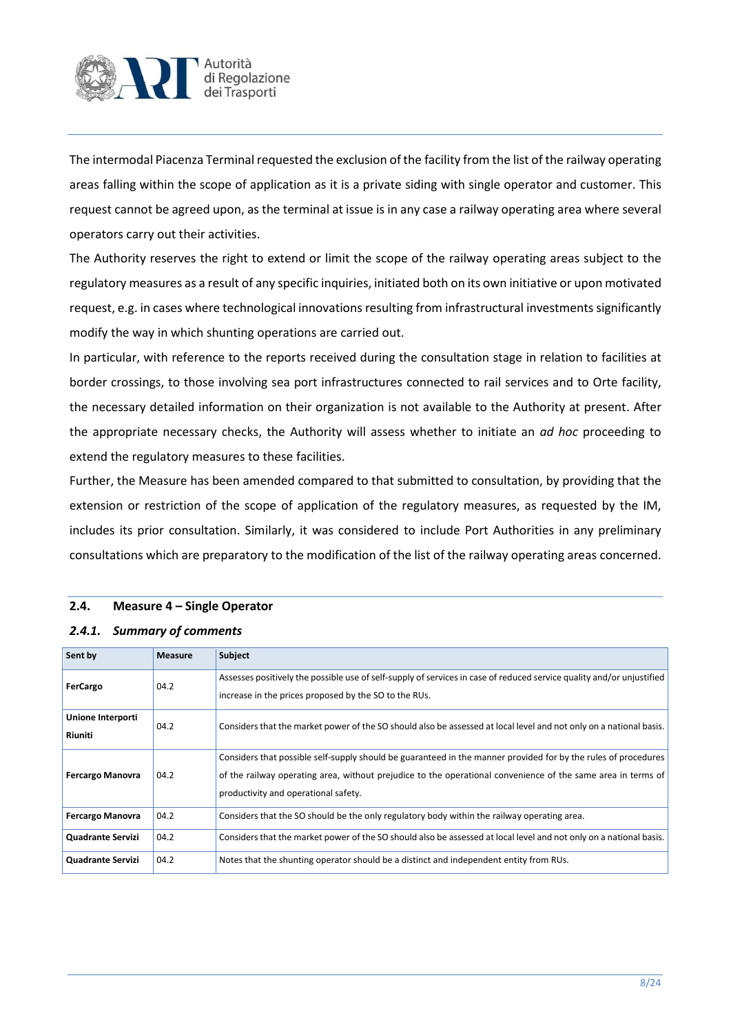The intermodal Piacenza Terminal requested the exclusion of the facility from the list of the railway operating areas falling within the scope of application as it is a private siding with single operator and customer. This request cannot be agreed upon, as the terminal at issue is in any case a railway operating area where several operators carry out their activities.

The Authority reserves the right to extend or limit the scope of the railway operating areas subject to the regulatory measures as a result of any specific inquiries, initiated both on its own initiative or upon motivated request, e.g. in cases where technological innovations resulting from infrastructural investments significantly modify the way in which shunting operations are carried out.

In particular, with reference to the reports received during the consultation stage in relation to facilities at border crossings, to those involving sea port infrastructures connected to rail services and to Orte facility, the necessary detailed information on their organization is not available to the Authority at present. After the appropriate necessary checks, the Authority will assess whether to initiate an *ad hoc* proceeding to extend the regulatory measures to these facilities.

Further, the Measure has been amended compared to that submitted to consultation, by providing that the extension or restriction of the scope of application of the regulatory measures, as requested by the IM, includes its prior consultation. Similarly, it was considered to include Port Authorities in any preliminary consultations which are preparatory to the modification of the list of the railway operating areas concerned.

## 2.4. Measure 4 – Single Operator

### *2.4.1. Summary of comments*

| Sent by | Measure | Subject |
|---|---|---|
| **FerCargo** | 04.2 | Assesses positively the possible use of self-supply of services in case of reduced service quality and/or unjustified increase in the prices proposed by the SO to the RUs. |
| **Unione Interporti Riuniti** | 04.2 | Considers that the market power of the SO should also be assessed at local level and not only on a national basis. |
| **Fercargo Manovra** | 04.2 | Considers that possible self-supply should be guaranteed in the manner provided for by the rules of procedures of the railway operating area, without prejudice to the operational convenience of the same area in terms of productivity and operational safety. |
| **Fercargo Manovra** | 04.2 | Considers that the SO should be the only regulatory body within the railway operating area. |
| **Quadrante Servizi** | 04.2 | Considers that the market power of the SO should also be assessed at local level and not only on a national basis. |
| **Quadrante Servizi** | 04.2 | Notes that the shunting operator should be a distinct and independent entity from RUs. |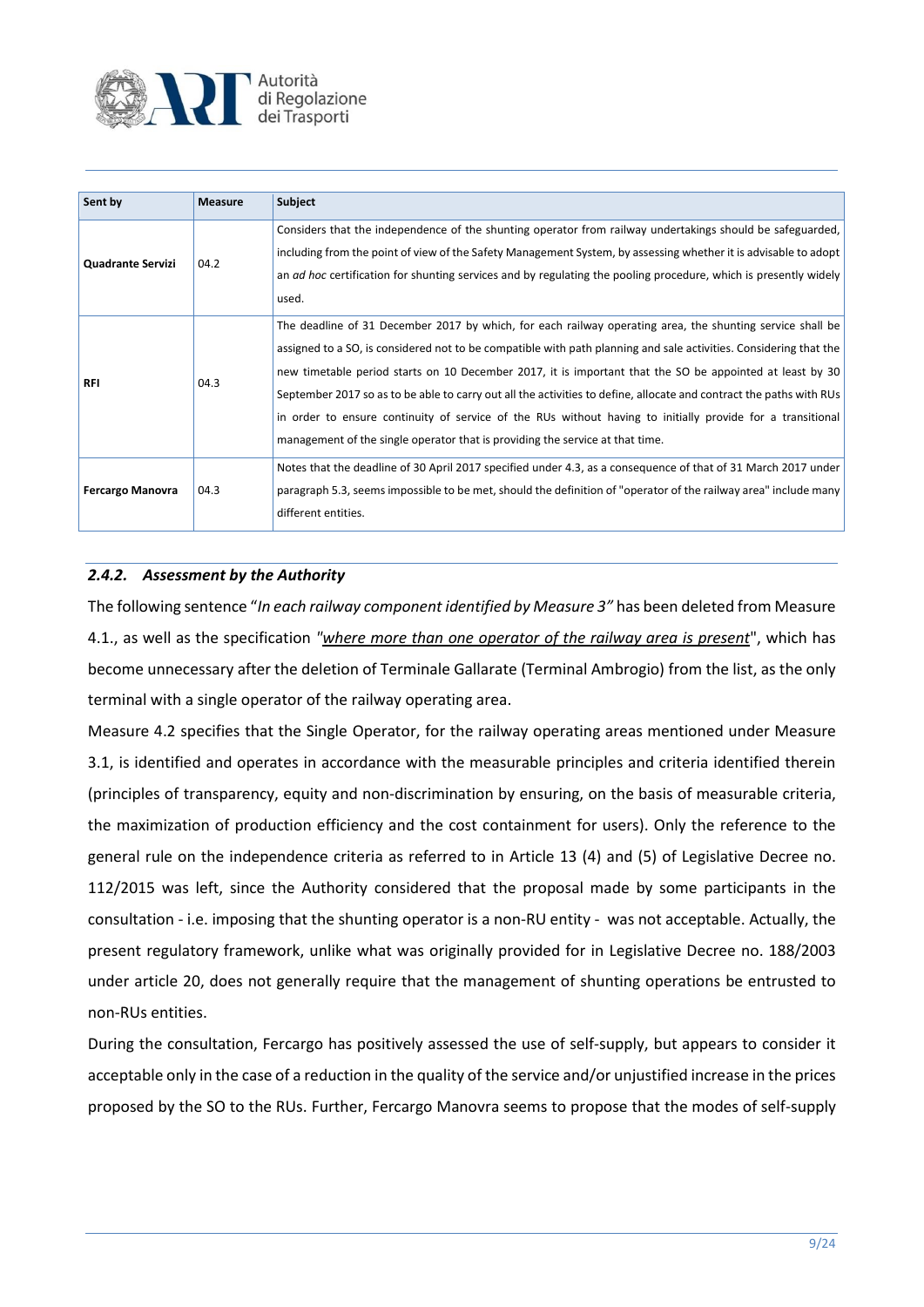| Sent by | Measure | Subject |
| --- | --- | --- |
| **Quadrante Servizi** | 04.2 | Considers that the independence of the shunting operator from railway undertakings should be safeguarded, including from the point of view of the Safety Management System, by assessing whether it is advisable to adopt an *ad hoc* certification for shunting services and by regulating the pooling procedure, which is presently widely used. |
| **RFI** | 04.3 | The deadline of 31 December 2017 by which, for each railway operating area, the shunting service shall be assigned to a SO, is considered not to be compatible with path planning and sale activities. Considering that the new timetable period starts on 10 December 2017, it is important that the SO be appointed at least by 30 September 2017 so as to be able to carry out all the activities to define, allocate and contract the paths with RUs in order to ensure continuity of service of the RUs without having to initially provide for a transitional management of the single operator that is providing the service at that time. |
| **Fercargo Manovra** | 04.3 | Notes that the deadline of 30 April 2017 specified under 4.3, as a consequence of that of 31 March 2017 under paragraph 5.3, seems impossible to be met, should the definition of "operator of the railway area" include many different entities. |

### *2.4.2. Assessment by the Authority*

The following sentence "*In each railway component identified by Measure 3"* has been deleted from Measure 4.1., as well as the specification *"where more than one operator of the railway area is present"*, which has become unnecessary after the deletion of Terminale Gallarate (Terminal Ambrogio) from the list, as the only terminal with a single operator of the railway operating area.

Measure 4.2 specifies that the Single Operator, for the railway operating areas mentioned under Measure 3.1, is identified and operates in accordance with the measurable principles and criteria identified therein (principles of transparency, equity and non-discrimination by ensuring, on the basis of measurable criteria, the maximization of production efficiency and the cost containment for users). Only the reference to the general rule on the independence criteria as referred to in Article 13 (4) and (5) of Legislative Decree no. 112/2015 was left, since the Authority considered that the proposal made by some participants in the consultation - i.e. imposing that the shunting operator is a non-RU entity - was not acceptable. Actually, the present regulatory framework, unlike what was originally provided for in Legislative Decree no. 188/2003 under article 20, does not generally require that the management of shunting operations be entrusted to non-RUs entities.

During the consultation, Fercargo has positively assessed the use of self-supply, but appears to consider it acceptable only in the case of a reduction in the quality of the service and/or unjustified increase in the prices proposed by the SO to the RUs. Further, Fercargo Manovra seems to propose that the modes of self-supply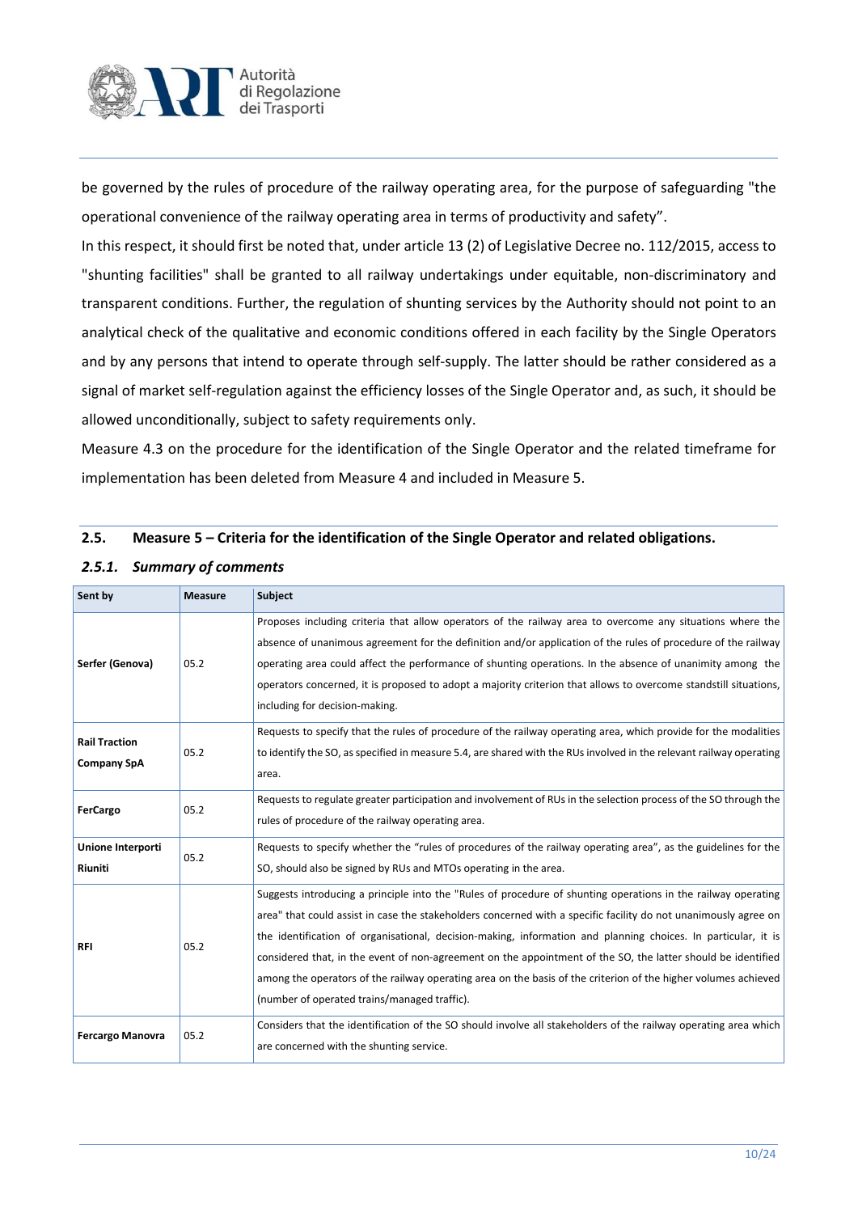be governed by the rules of procedure of the railway operating area, for the purpose of safeguarding "the operational convenience of the railway operating area in terms of productivity and safety".

In this respect, it should first be noted that, under article 13 (2) of Legislative Decree no. 112/2015, access to "shunting facilities" shall be granted to all railway undertakings under equitable, non-discriminatory and transparent conditions. Further, the regulation of shunting services by the Authority should not point to an analytical check of the qualitative and economic conditions offered in each facility by the Single Operators and by any persons that intend to operate through self-supply. The latter should be rather considered as a signal of market self-regulation against the efficiency losses of the Single Operator and, as such, it should be allowed unconditionally, subject to safety requirements only.

Measure 4.3 on the procedure for the identification of the Single Operator and the related timeframe for implementation has been deleted from Measure 4 and included in Measure 5.

## 2.5. Measure 5 – Criteria for the identification of the Single Operator and related obligations.

### *2.5.1. Summary of comments*

| Sent by | Measure | Subject |
|---|---|---|
| **Serfer (Genova)** | 05.2 | Proposes including criteria that allow operators of the railway area to overcome any situations where the absence of unanimous agreement for the definition and/or application of the rules of procedure of the railway operating area could affect the performance of shunting operations. In the absence of unanimity among the operators concerned, it is proposed to adopt a majority criterion that allows to overcome standstill situations, including for decision-making. |
| **Rail Traction Company SpA** | 05.2 | Requests to specify that the rules of procedure of the railway operating area, which provide for the modalities to identify the SO, as specified in measure 5.4, are shared with the RUs involved in the relevant railway operating area. |
| **FerCargo** | 05.2 | Requests to regulate greater participation and involvement of RUs in the selection process of the SO through the rules of procedure of the railway operating area. |
| **Unione Interporti Riuniti** | 05.2 | Requests to specify whether the "rules of procedures of the railway operating area", as the guidelines for the SO, should also be signed by RUs and MTOs operating in the area. |
| **RFI** | 05.2 | Suggests introducing a principle into the "Rules of procedure of shunting operations in the railway operating area" that could assist in case the stakeholders concerned with a specific facility do not unanimously agree on the identification of organisational, decision-making, information and planning choices. In particular, it is considered that, in the event of non-agreement on the appointment of the SO, the latter should be identified among the operators of the railway operating area on the basis of the criterion of the higher volumes achieved (number of operated trains/managed traffic). |
| **Fercargo Manovra** | 05.2 | Considers that the identification of the SO should involve all stakeholders of the railway operating area which are concerned with the shunting service. |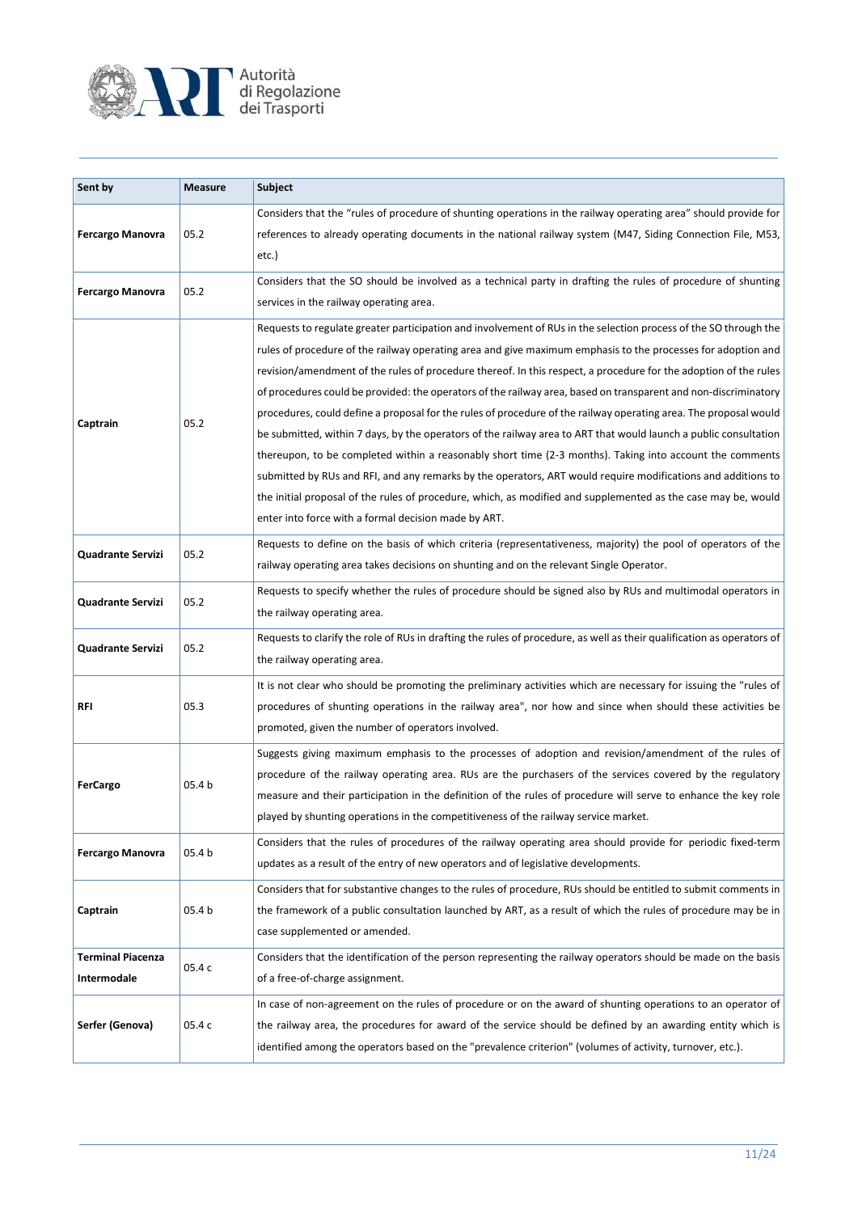| Sent by | Measure | Subject |
|---|---|---|
| **Fercargo Manovra** | 05.2 | Considers that the "rules of procedure of shunting operations in the railway operating area" should provide for references to already operating documents in the national railway system (M47, Siding Connection File, M53, etc.) |
| **Fercargo Manovra** | 05.2 | Considers that the SO should be involved as a technical party in drafting the rules of procedure of shunting services in the railway operating area. |
| **Captrain** | 05.2 | Requests to regulate greater participation and involvement of RUs in the selection process of the SO through the rules of procedure of the railway operating area and give maximum emphasis to the processes for adoption and revision/amendment of the rules of procedure thereof. In this respect, a procedure for the adoption of the rules of procedures could be provided: the operators of the railway area, based on transparent and non-discriminatory procedures, could define a proposal for the rules of procedure of the railway operating area. The proposal would be submitted, within 7 days, by the operators of the railway area to ART that would launch a public consultation thereupon, to be completed within a reasonably short time (2-3 months). Taking into account the comments submitted by RUs and RFI, and any remarks by the operators, ART would require modifications and additions to the initial proposal of the rules of procedure, which, as modified and supplemented as the case may be, would enter into force with a formal decision made by ART. |
| **Quadrante Servizi** | 05.2 | Requests to define on the basis of which criteria (representativeness, majority) the pool of operators of the railway operating area takes decisions on shunting and on the relevant Single Operator. |
| **Quadrante Servizi** | 05.2 | Requests to specify whether the rules of procedure should be signed also by RUs and multimodal operators in the railway operating area. |
| **Quadrante Servizi** | 05.2 | Requests to clarify the role of RUs in drafting the rules of procedure, as well as their qualification as operators of the railway operating area. |
| **RFI** | 05.3 | It is not clear who should be promoting the preliminary activities which are necessary for issuing the "rules of procedures of shunting operations in the railway area", nor how and since when should these activities be promoted, given the number of operators involved. |
| **FerCargo** | 05.4 b | Suggests giving maximum emphasis to the processes of adoption and revision/amendment of the rules of procedure of the railway operating area. RUs are the purchasers of the services covered by the regulatory measure and their participation in the definition of the rules of procedure will serve to enhance the key role played by shunting operations in the competitiveness of the railway service market. |
| **Fercargo Manovra** | 05.4 b | Considers that the rules of procedures of the railway operating area should provide for periodic fixed-term updates as a result of the entry of new operators and of legislative developments. |
| **Captrain** | 05.4 b | Considers that for substantive changes to the rules of procedure, RUs should be entitled to submit comments in the framework of a public consultation launched by ART, as a result of which the rules of procedure may be in case supplemented or amended. |
| **Terminal Piacenza Intermodale** | 05.4 c | Considers that the identification of the person representing the railway operators should be made on the basis of a free-of-charge assignment. |
| **Serfer (Genova)** | 05.4 c | In case of non-agreement on the rules of procedure or on the award of shunting operations to an operator of the railway area, the procedures for award of the service should be defined by an awarding entity which is identified among the operators based on the "prevalence criterion" (volumes of activity, turnover, etc.). |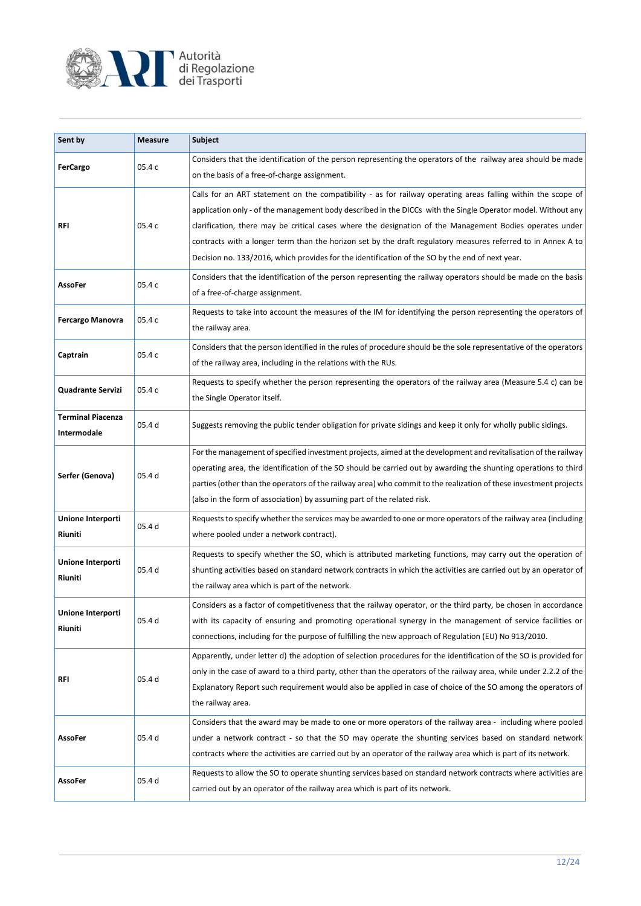| Sent by | Measure | Subject |
|---|---|---|
| **FerCargo** | 05.4 c | Considers that the identification of the person representing the operators of the railway area should be made on the basis of a free-of-charge assignment. |
| **RFI** | 05.4 c | Calls for an ART statement on the compatibility - as for railway operating areas falling within the scope of application only - of the management body described in the DICCs with the Single Operator model. Without any clarification, there may be critical cases where the designation of the Management Bodies operates under contracts with a longer term than the horizon set by the draft regulatory measures referred to in Annex A to Decision no. 133/2016, which provides for the identification of the SO by the end of next year. |
| **AssoFer** | 05.4 c | Considers that the identification of the person representing the railway operators should be made on the basis of a free-of-charge assignment. |
| **Fercargo Manovra** | 05.4 c | Requests to take into account the measures of the IM for identifying the person representing the operators of the railway area. |
| **Captrain** | 05.4 c | Considers that the person identified in the rules of procedure should be the sole representative of the operators of the railway area, including in the relations with the RUs. |
| **Quadrante Servizi** | 05.4 c | Requests to specify whether the person representing the operators of the railway area (Measure 5.4 c) can be the Single Operator itself. |
| **Terminal Piacenza Intermodale** | 05.4 d | Suggests removing the public tender obligation for private sidings and keep it only for wholly public sidings. |
| **Serfer (Genova)** | 05.4 d | For the management of specified investment projects, aimed at the development and revitalisation of the railway operating area, the identification of the SO should be carried out by awarding the shunting operations to third parties (other than the operators of the railway area) who commit to the realization of these investment projects (also in the form of association) by assuming part of the related risk. |
| **Unione Interporti Riuniti** | 05.4 d | Requests to specify whether the services may be awarded to one or more operators of the railway area (including where pooled under a network contract). |
| **Unione Interporti Riuniti** | 05.4 d | Requests to specify whether the SO, which is attributed marketing functions, may carry out the operation of shunting activities based on standard network contracts in which the activities are carried out by an operator of the railway area which is part of the network. |
| **Unione Interporti Riuniti** | 05.4 d | Considers as a factor of competitiveness that the railway operator, or the third party, be chosen in accordance with its capacity of ensuring and promoting operational synergy in the management of service facilities or connections, including for the purpose of fulfilling the new approach of Regulation (EU) No 913/2010. |
| **RFI** | 05.4 d | Apparently, under letter d) the adoption of selection procedures for the identification of the SO is provided for only in the case of award to a third party, other than the operators of the railway area, while under 2.2.2 of the Explanatory Report such requirement would also be applied in case of choice of the SO among the operators of the railway area. |
| **AssoFer** | 05.4 d | Considers that the award may be made to one or more operators of the railway area - including where pooled under a network contract - so that the SO may operate the shunting services based on standard network contracts where the activities are carried out by an operator of the railway area which is part of its network. |
| **AssoFer** | 05.4 d | Requests to allow the SO to operate shunting services based on standard network contracts where activities are carried out by an operator of the railway area which is part of its network. |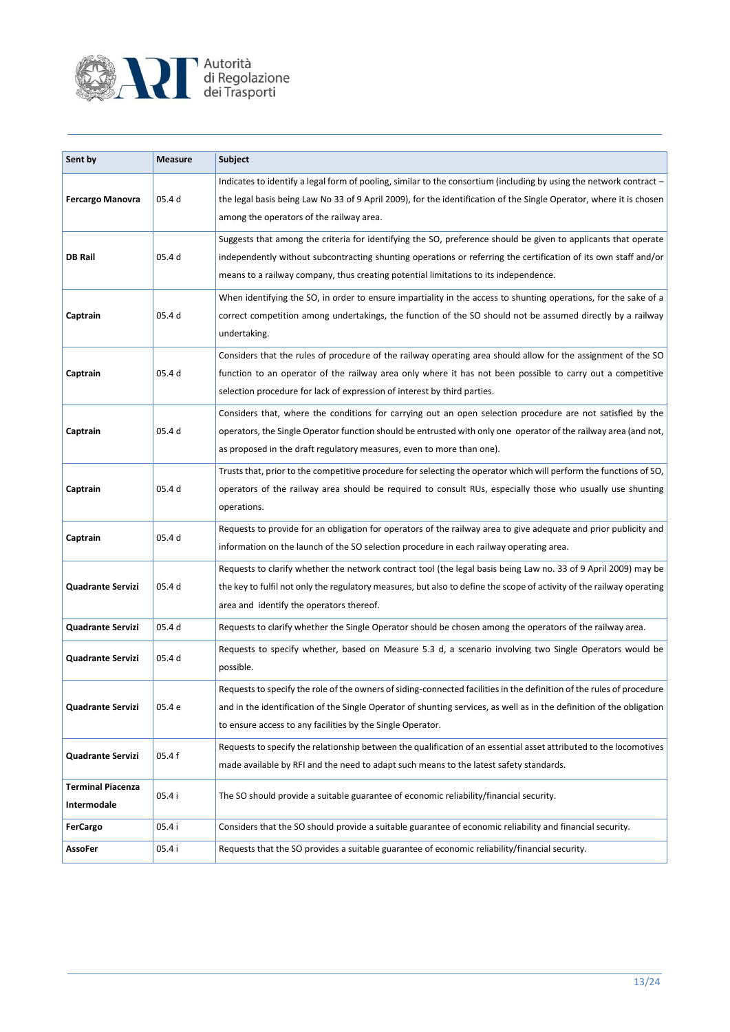| Sent by | Measure | Subject |
|---|---|---|
| **Fercargo Manovra** | 05.4 d | Indicates to identify a legal form of pooling, similar to the consortium (including by using the network contract – the legal basis being Law No 33 of 9 April 2009), for the identification of the Single Operator, where it is chosen among the operators of the railway area. |
| **DB Rail** | 05.4 d | Suggests that among the criteria for identifying the SO, preference should be given to applicants that operate independently without subcontracting shunting operations or referring the certification of its own staff and/or means to a railway company, thus creating potential limitations to its independence. |
| **Captrain** | 05.4 d | When identifying the SO, in order to ensure impartiality in the access to shunting operations, for the sake of a correct competition among undertakings, the function of the SO should not be assumed directly by a railway undertaking. |
| **Captrain** | 05.4 d | Considers that the rules of procedure of the railway operating area should allow for the assignment of the SO function to an operator of the railway area only where it has not been possible to carry out a competitive selection procedure for lack of expression of interest by third parties. |
| **Captrain** | 05.4 d | Considers that, where the conditions for carrying out an open selection procedure are not satisfied by the operators, the Single Operator function should be entrusted with only one operator of the railway area (and not, as proposed in the draft regulatory measures, even to more than one). |
| **Captrain** | 05.4 d | Trusts that, prior to the competitive procedure for selecting the operator which will perform the functions of SO, operators of the railway area should be required to consult RUs, especially those who usually use shunting operations. |
| **Captrain** | 05.4 d | Requests to provide for an obligation for operators of the railway area to give adequate and prior publicity and information on the launch of the SO selection procedure in each railway operating area. |
| **Quadrante Servizi** | 05.4 d | Requests to clarify whether the network contract tool (the legal basis being Law no. 33 of 9 April 2009) may be the key to fulfil not only the regulatory measures, but also to define the scope of activity of the railway operating area and identify the operators thereof. |
| **Quadrante Servizi** | 05.4 d | Requests to clarify whether the Single Operator should be chosen among the operators of the railway area. |
| **Quadrante Servizi** | 05.4 d | Requests to specify whether, based on Measure 5.3 d, a scenario involving two Single Operators would be possible. |
| **Quadrante Servizi** | 05.4 e | Requests to specify the role of the owners of siding-connected facilities in the definition of the rules of procedure and in the identification of the Single Operator of shunting services, as well as in the definition of the obligation to ensure access to any facilities by the Single Operator. |
| **Quadrante Servizi** | 05.4 f | Requests to specify the relationship between the qualification of an essential asset attributed to the locomotives made available by RFI and the need to adapt such means to the latest safety standards. |
| **Terminal Piacenza Intermodale** | 05.4 i | The SO should provide a suitable guarantee of economic reliability/financial security. |
| **FerCargo** | 05.4 i | Considers that the SO should provide a suitable guarantee of economic reliability and financial security. |
| **AssoFer** | 05.4 i | Requests that the SO provides a suitable guarantee of economic reliability/financial security. |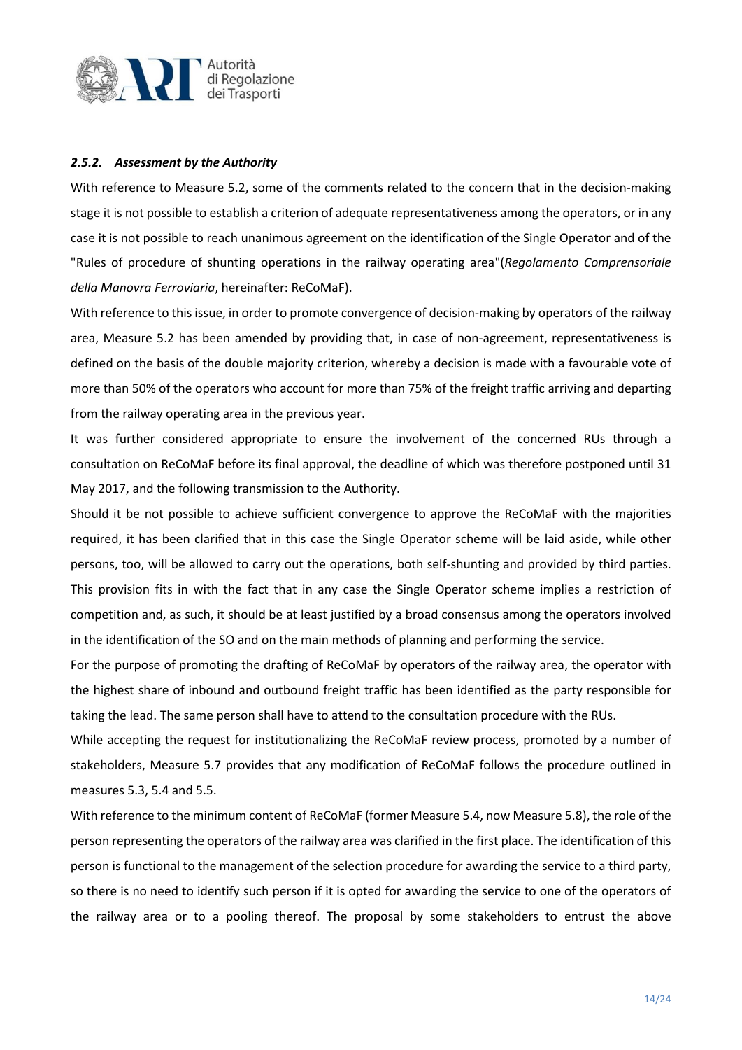#### *2.5.2. Assessment by the Authority*

With reference to Measure 5.2, some of the comments related to the concern that in the decision-making stage it is not possible to establish a criterion of adequate representativeness among the operators, or in any case it is not possible to reach unanimous agreement on the identification of the Single Operator and of the "Rules of procedure of shunting operations in the railway operating area"(*Regolamento Comprensoriale della Manovra Ferroviaria*, hereinafter: ReCoMaF).

With reference to this issue, in order to promote convergence of decision-making by operators of the railway area, Measure 5.2 has been amended by providing that, in case of non-agreement, representativeness is defined on the basis of the double majority criterion, whereby a decision is made with a favourable vote of more than 50% of the operators who account for more than 75% of the freight traffic arriving and departing from the railway operating area in the previous year.

It was further considered appropriate to ensure the involvement of the concerned RUs through a consultation on ReCoMaF before its final approval, the deadline of which was therefore postponed until 31 May 2017, and the following transmission to the Authority.

Should it be not possible to achieve sufficient convergence to approve the ReCoMaF with the majorities required, it has been clarified that in this case the Single Operator scheme will be laid aside, while other persons, too, will be allowed to carry out the operations, both self-shunting and provided by third parties. This provision fits in with the fact that in any case the Single Operator scheme implies a restriction of competition and, as such, it should be at least justified by a broad consensus among the operators involved in the identification of the SO and on the main methods of planning and performing the service.

For the purpose of promoting the drafting of ReCoMaF by operators of the railway area, the operator with the highest share of inbound and outbound freight traffic has been identified as the party responsible for taking the lead. The same person shall have to attend to the consultation procedure with the RUs.

While accepting the request for institutionalizing the ReCoMaF review process, promoted by a number of stakeholders, Measure 5.7 provides that any modification of ReCoMaF follows the procedure outlined in measures 5.3, 5.4 and 5.5.

With reference to the minimum content of ReCoMaF (former Measure 5.4, now Measure 5.8), the role of the person representing the operators of the railway area was clarified in the first place. The identification of this person is functional to the management of the selection procedure for awarding the service to a third party, so there is no need to identify such person if it is opted for awarding the service to one of the operators of the railway area or to a pooling thereof. The proposal by some stakeholders to entrust the above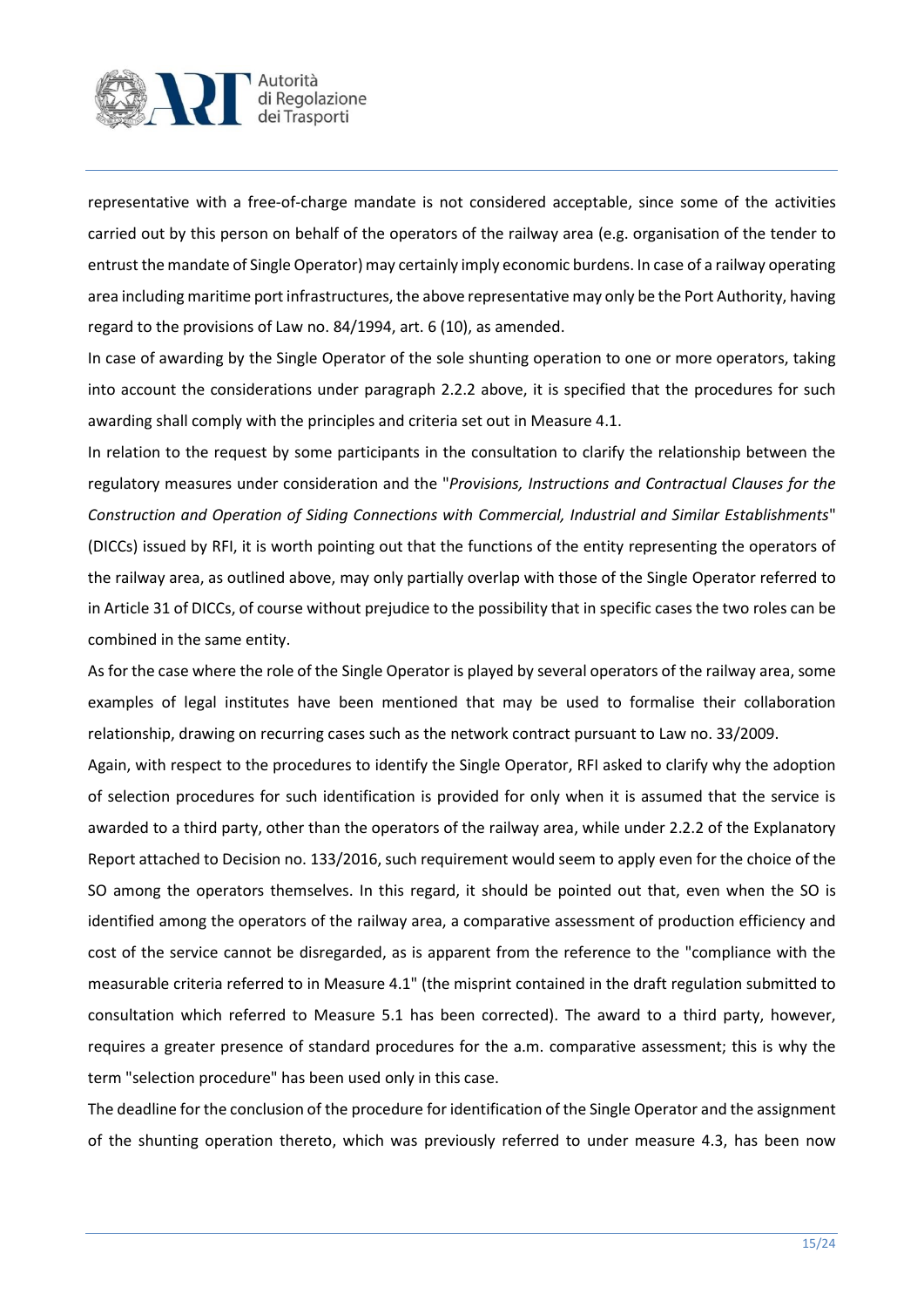representative with a free-of-charge mandate is not considered acceptable, since some of the activities carried out by this person on behalf of the operators of the railway area (e.g. organisation of the tender to entrust the mandate of Single Operator) may certainly imply economic burdens. In case of a railway operating area including maritime port infrastructures, the above representative may only be the Port Authority, having regard to the provisions of Law no. 84/1994, art. 6 (10), as amended.

In case of awarding by the Single Operator of the sole shunting operation to one or more operators, taking into account the considerations under paragraph 2.2.2 above, it is specified that the procedures for such awarding shall comply with the principles and criteria set out in Measure 4.1.

In relation to the request by some participants in the consultation to clarify the relationship between the regulatory measures under consideration and the "*Provisions, Instructions and Contractual Clauses for the Construction and Operation of Siding Connections with Commercial, Industrial and Similar Establishments*" (DICCs) issued by RFI, it is worth pointing out that the functions of the entity representing the operators of the railway area, as outlined above, may only partially overlap with those of the Single Operator referred to in Article 31 of DICCs, of course without prejudice to the possibility that in specific cases the two roles can be combined in the same entity.

As for the case where the role of the Single Operator is played by several operators of the railway area, some examples of legal institutes have been mentioned that may be used to formalise their collaboration relationship, drawing on recurring cases such as the network contract pursuant to Law no. 33/2009.

Again, with respect to the procedures to identify the Single Operator, RFI asked to clarify why the adoption of selection procedures for such identification is provided for only when it is assumed that the service is awarded to a third party, other than the operators of the railway area, while under 2.2.2 of the Explanatory Report attached to Decision no. 133/2016, such requirement would seem to apply even for the choice of the SO among the operators themselves. In this regard, it should be pointed out that, even when the SO is identified among the operators of the railway area, a comparative assessment of production efficiency and cost of the service cannot be disregarded, as is apparent from the reference to the "compliance with the measurable criteria referred to in Measure 4.1" (the misprint contained in the draft regulation submitted to consultation which referred to Measure 5.1 has been corrected). The award to a third party, however, requires a greater presence of standard procedures for the a.m. comparative assessment; this is why the term "selection procedure" has been used only in this case.

The deadline for the conclusion of the procedure for identification of the Single Operator and the assignment of the shunting operation thereto, which was previously referred to under measure 4.3, has been now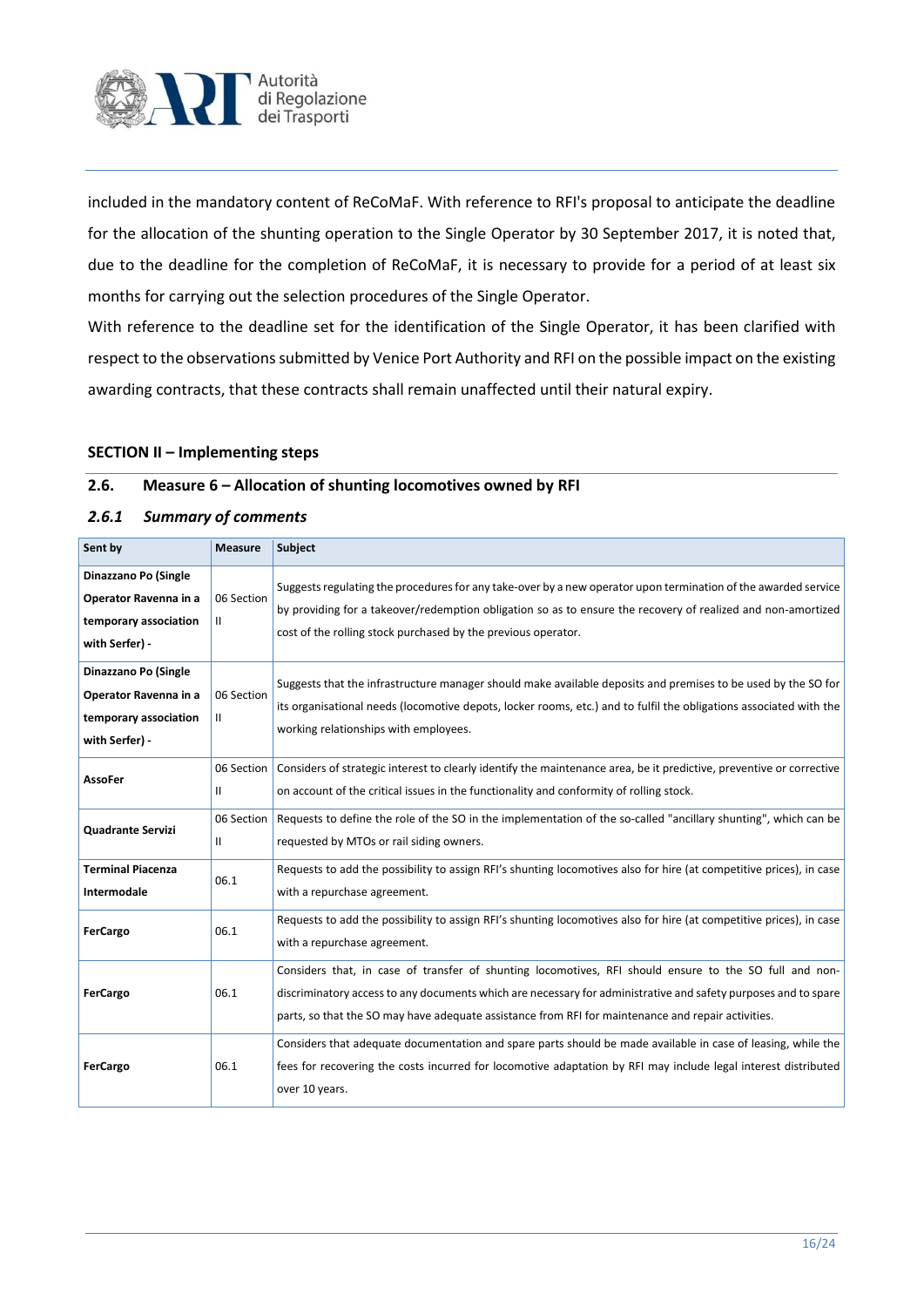included in the mandatory content of ReCoMaF. With reference to RFI's proposal to anticipate the deadline for the allocation of the shunting operation to the Single Operator by 30 September 2017, it is noted that, due to the deadline for the completion of ReCoMaF, it is necessary to provide for a period of at least six months for carrying out the selection procedures of the Single Operator.

With reference to the deadline set for the identification of the Single Operator, it has been clarified with respect to the observations submitted by Venice Port Authority and RFI on the possible impact on the existing awarding contracts, that these contracts shall remain unaffected until their natural expiry.

**SECTION II – Implementing steps**

## 2.6. Measure 6 – Allocation of shunting locomotives owned by RFI

### *2.6.1 Summary of comments*

| Sent by | Measure | Subject |
|---|---|---|
| **Dinazzano Po (Single Operator Ravenna in a temporary association with Serfer) -** | 06 Section II | Suggests regulating the procedures for any take-over by a new operator upon termination of the awarded service by providing for a takeover/redemption obligation so as to ensure the recovery of realized and non-amortized cost of the rolling stock purchased by the previous operator. |
| **Dinazzano Po (Single Operator Ravenna in a temporary association with Serfer) -** | 06 Section II | Suggests that the infrastructure manager should make available deposits and premises to be used by the SO for its organisational needs (locomotive depots, locker rooms, etc.) and to fulfil the obligations associated with the working relationships with employees. |
| **AssoFer** | 06 Section II | Considers of strategic interest to clearly identify the maintenance area, be it predictive, preventive or corrective on account of the critical issues in the functionality and conformity of rolling stock. |
| **Quadrante Servizi** | 06 Section II | Requests to define the role of the SO in the implementation of the so-called "ancillary shunting", which can be requested by MTOs or rail siding owners. |
| **Terminal Piacenza Intermodale** | 06.1 | Requests to add the possibility to assign RFI's shunting locomotives also for hire (at competitive prices), in case with a repurchase agreement. |
| **FerCargo** | 06.1 | Requests to add the possibility to assign RFI's shunting locomotives also for hire (at competitive prices), in case with a repurchase agreement. |
| **FerCargo** | 06.1 | Considers that, in case of transfer of shunting locomotives, RFI should ensure to the SO full and non-discriminatory access to any documents which are necessary for administrative and safety purposes and to spare parts, so that the SO may have adequate assistance from RFI for maintenance and repair activities. |
| **FerCargo** | 06.1 | Considers that adequate documentation and spare parts should be made available in case of leasing, while the fees for recovering the costs incurred for locomotive adaptation by RFI may include legal interest distributed over 10 years. |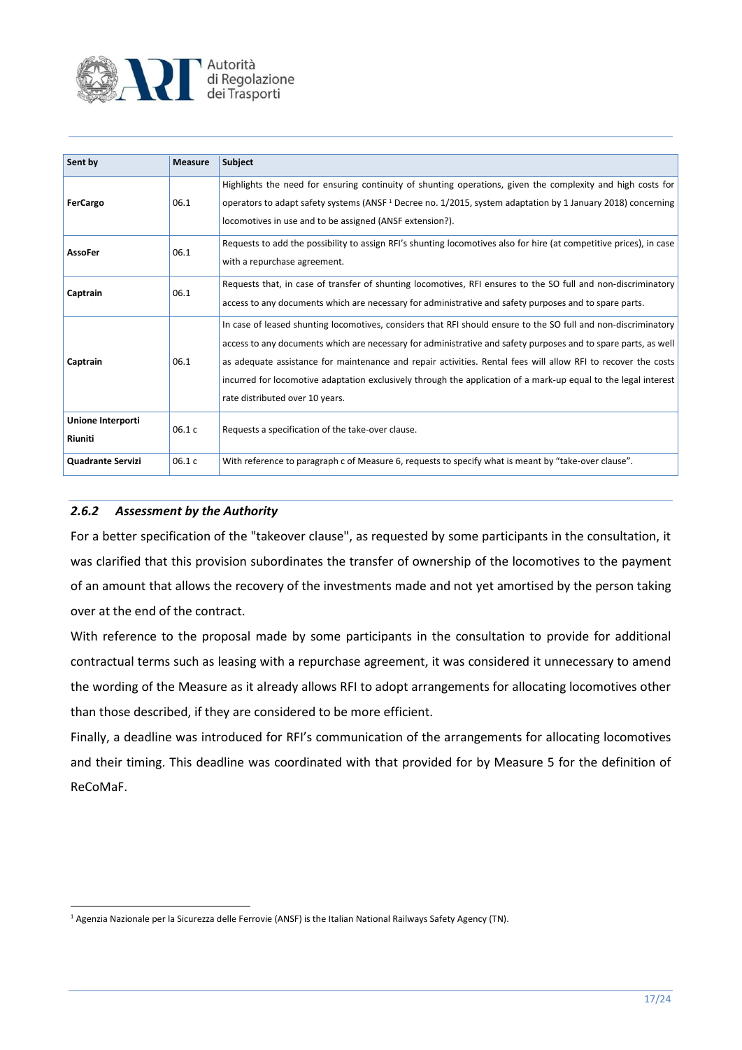| Sent by | Measure | Subject |
| --- | --- | --- |
| **FerCargo** | 06.1 | Highlights the need for ensuring continuity of shunting operations, given the complexity and high costs for operators to adapt safety systems (ANSF [1] Decree no. 1/2015, system adaptation by 1 January 2018) concerning locomotives in use and to be assigned (ANSF extension?). |
| **AssoFer** | 06.1 | Requests to add the possibility to assign RFI's shunting locomotives also for hire (at competitive prices), in case with a repurchase agreement. |
| **Captrain** | 06.1 | Requests that, in case of transfer of shunting locomotives, RFI ensures to the SO full and non-discriminatory access to any documents which are necessary for administrative and safety purposes and to spare parts. |
| **Captrain** | 06.1 | In case of leased shunting locomotives, considers that RFI should ensure to the SO full and non-discriminatory access to any documents which are necessary for administrative and safety purposes and to spare parts, as well as adequate assistance for maintenance and repair activities. Rental fees will allow RFI to recover the costs incurred for locomotive adaptation exclusively through the application of a mark-up equal to the legal interest rate distributed over 10 years. |
| **Unione Interporti Riuniti** | 06.1 c | Requests a specification of the take-over clause. |
| **Quadrante Servizi** | 06.1 c | With reference to paragraph c of Measure 6, requests to specify what is meant by "take-over clause". |

### *2.6.2 Assessment by the Authority*

For a better specification of the "takeover clause", as requested by some participants in the consultation, it was clarified that this provision subordinates the transfer of ownership of the locomotives to the payment of an amount that allows the recovery of the investments made and not yet amortised by the person taking over at the end of the contract.

With reference to the proposal made by some participants in the consultation to provide for additional contractual terms such as leasing with a repurchase agreement, it was considered it unnecessary to amend the wording of the Measure as it already allows RFI to adopt arrangements for allocating locomotives other than those described, if they are considered to be more efficient.

Finally, a deadline was introduced for RFI's communication of the arrangements for allocating locomotives and their timing. This deadline was coordinated with that provided for by Measure 5 for the definition of ReCoMaF.

[1] Agenzia Nazionale per la Sicurezza delle Ferrovie (ANSF) is the Italian National Railways Safety Agency (TN).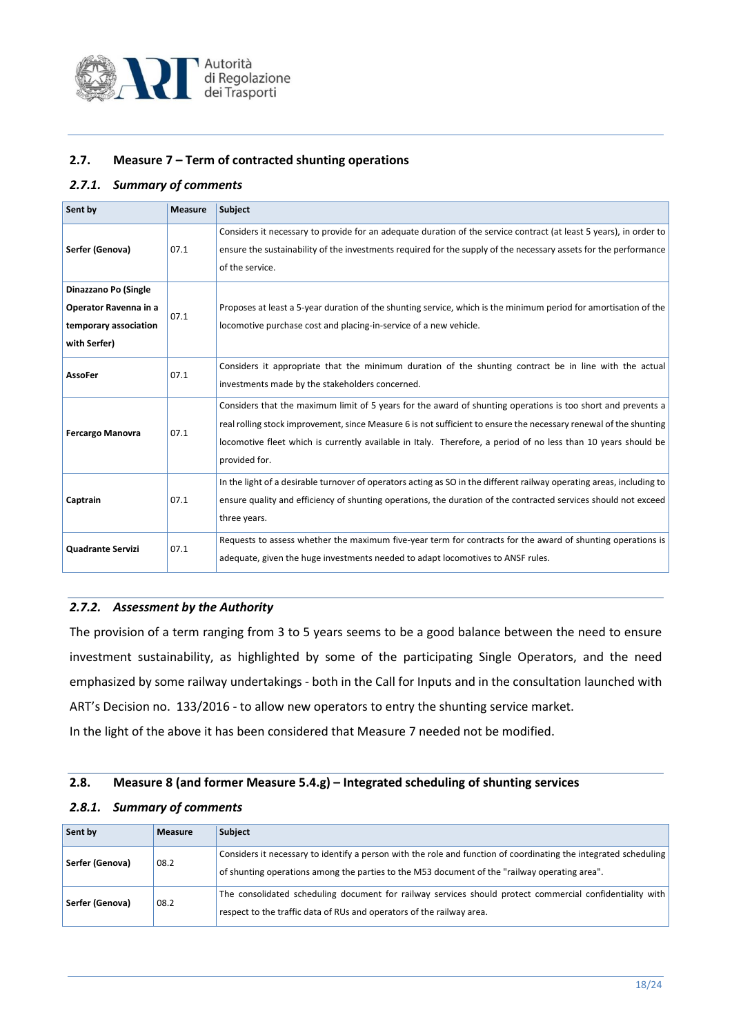## 2.7. Measure 7 – Term of contracted shunting operations

### *2.7.1. Summary of comments*

| Sent by | Measure | Subject |
|---|---|---|
| **Serfer (Genova)** | 07.1 | Considers it necessary to provide for an adequate duration of the service contract (at least 5 years), in order to ensure the sustainability of the investments required for the supply of the necessary assets for the performance of the service. |
| **Dinazzano Po (Single Operator Ravenna in a temporary association with Serfer)** | 07.1 | Proposes at least a 5-year duration of the shunting service, which is the minimum period for amortisation of the locomotive purchase cost and placing-in-service of a new vehicle. |
| **AssoFer** | 07.1 | Considers it appropriate that the minimum duration of the shunting contract be in line with the actual investments made by the stakeholders concerned. |
| **Fercargo Manovra** | 07.1 | Considers that the maximum limit of 5 years for the award of shunting operations is too short and prevents a real rolling stock improvement, since Measure 6 is not sufficient to ensure the necessary renewal of the shunting locomotive fleet which is currently available in Italy. Therefore, a period of no less than 10 years should be provided for. |
| **Captrain** | 07.1 | In the light of a desirable turnover of operators acting as SO in the different railway operating areas, including to ensure quality and efficiency of shunting operations, the duration of the contracted services should not exceed three years. |
| **Quadrante Servizi** | 07.1 | Requests to assess whether the maximum five-year term for contracts for the award of shunting operations is adequate, given the huge investments needed to adapt locomotives to ANSF rules. |

### *2.7.2. Assessment by the Authority*

The provision of a term ranging from 3 to 5 years seems to be a good balance between the need to ensure investment sustainability, as highlighted by some of the participating Single Operators, and the need emphasized by some railway undertakings - both in the Call for Inputs and in the consultation launched with ART's Decision no. 133/2016 - to allow new operators to entry the shunting service market.

In the light of the above it has been considered that Measure 7 needed not be modified.

## 2.8. Measure 8 (and former Measure 5.4.g) – Integrated scheduling of shunting services

### *2.8.1. Summary of comments*

| Sent by | Measure | Subject |
|---|---|---|
| **Serfer (Genova)** | 08.2 | Considers it necessary to identify a person with the role and function of coordinating the integrated scheduling of shunting operations among the parties to the M53 document of the "railway operating area". |
| **Serfer (Genova)** | 08.2 | The consolidated scheduling document for railway services should protect commercial confidentiality with respect to the traffic data of RUs and operators of the railway area. |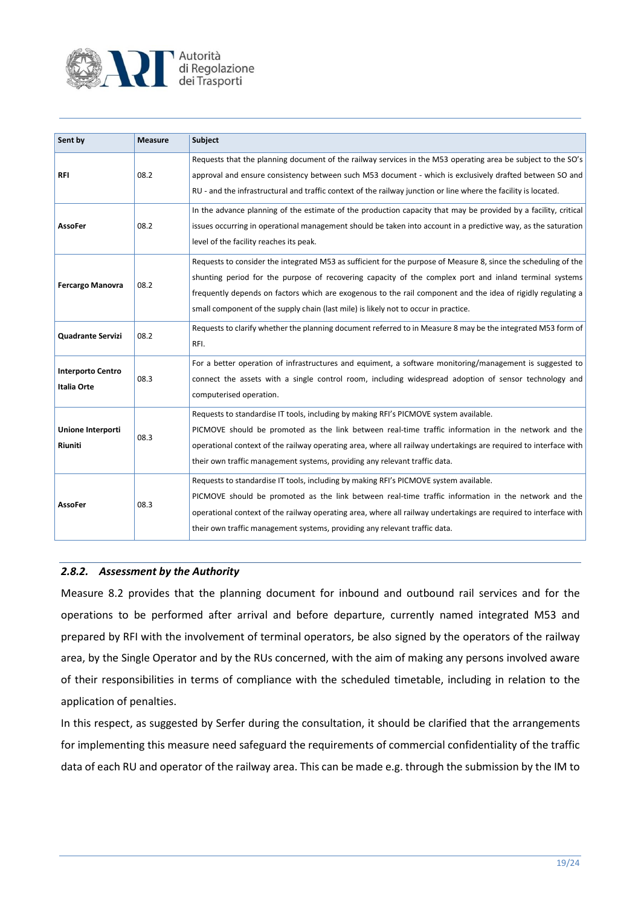| Sent by | Measure | Subject |
|---|---|---|
| **RFI** | 08.2 | Requests that the planning document of the railway services in the M53 operating area be subject to the SO's approval and ensure consistency between such M53 document - which is exclusively drafted between SO and RU - and the infrastructural and traffic context of the railway junction or line where the facility is located. |
| **AssoFer** | 08.2 | In the advance planning of the estimate of the production capacity that may be provided by a facility, critical issues occurring in operational management should be taken into account in a predictive way, as the saturation level of the facility reaches its peak. |
| **Fercargo Manovra** | 08.2 | Requests to consider the integrated M53 as sufficient for the purpose of Measure 8, since the scheduling of the shunting period for the purpose of recovering capacity of the complex port and inland terminal systems frequently depends on factors which are exogenous to the rail component and the idea of rigidly regulating a small component of the supply chain (last mile) is likely not to occur in practice. |
| **Quadrante Servizi** | 08.2 | Requests to clarify whether the planning document referred to in Measure 8 may be the integrated M53 form of RFI. |
| **Interporto Centro Italia Orte** | 08.3 | For a better operation of infrastructures and equiment, a software monitoring/management is suggested to connect the assets with a single control room, including widespread adoption of sensor technology and computerised operation. |
| **Unione Interporti Riuniti** | 08.3 | Requests to standardise IT tools, including by making RFI's PICMOVE system available. PICMOVE should be promoted as the link between real-time traffic information in the network and the operational context of the railway operating area, where all railway undertakings are required to interface with their own traffic management systems, providing any relevant traffic data. |
| **AssoFer** | 08.3 | Requests to standardise IT tools, including by making RFI's PICMOVE system available. PICMOVE should be promoted as the link between real-time traffic information in the network and the operational context of the railway operating area, where all railway undertakings are required to interface with their own traffic management systems, providing any relevant traffic data. |

### *2.8.2. Assessment by the Authority*

Measure 8.2 provides that the planning document for inbound and outbound rail services and for the operations to be performed after arrival and before departure, currently named integrated M53 and prepared by RFI with the involvement of terminal operators, be also signed by the operators of the railway area, by the Single Operator and by the RUs concerned, with the aim of making any persons involved aware of their responsibilities in terms of compliance with the scheduled timetable, including in relation to the application of penalties.

In this respect, as suggested by Serfer during the consultation, it should be clarified that the arrangements for implementing this measure need safeguard the requirements of commercial confidentiality of the traffic data of each RU and operator of the railway area. This can be made e.g. through the submission by the IM to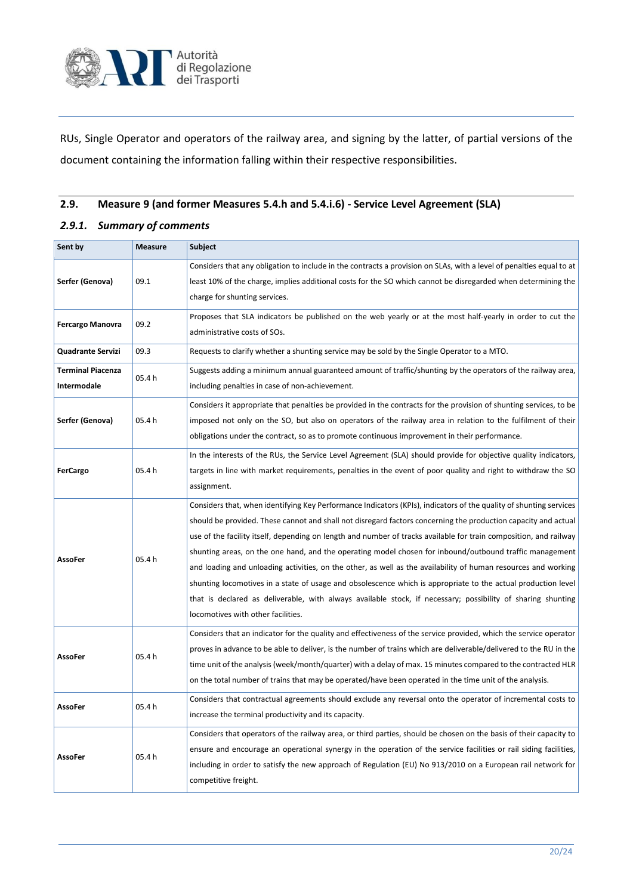RUs, Single Operator and operators of the railway area, and signing by the latter, of partial versions of the document containing the information falling within their respective responsibilities.

## 2.9. Measure 9 (and former Measures 5.4.h and 5.4.i.6) - Service Level Agreement (SLA)

### *2.9.1. Summary of comments*

| Sent by | Measure | Subject |
|---|---|---|
| **Serfer (Genova)** | 09.1 | Considers that any obligation to include in the contracts a provision on SLAs, with a level of penalties equal to at least 10% of the charge, implies additional costs for the SO which cannot be disregarded when determining the charge for shunting services. |
| **Fercargo Manovra** | 09.2 | Proposes that SLA indicators be published on the web yearly or at the most half-yearly in order to cut the administrative costs of SOs. |
| **Quadrante Servizi** | 09.3 | Requests to clarify whether a shunting service may be sold by the Single Operator to a MTO. |
| **Terminal Piacenza Intermodale** | 05.4 h | Suggests adding a minimum annual guaranteed amount of traffic/shunting by the operators of the railway area, including penalties in case of non-achievement. |
| **Serfer (Genova)** | 05.4 h | Considers it appropriate that penalties be provided in the contracts for the provision of shunting services, to be imposed not only on the SO, but also on operators of the railway area in relation to the fulfilment of their obligations under the contract, so as to promote continuous improvement in their performance. |
| **FerCargo** | 05.4 h | In the interests of the RUs, the Service Level Agreement (SLA) should provide for objective quality indicators, targets in line with market requirements, penalties in the event of poor quality and right to withdraw the SO assignment. |
| **AssoFer** | 05.4 h | Considers that, when identifying Key Performance Indicators (KPIs), indicators of the quality of shunting services should be provided. These cannot and shall not disregard factors concerning the production capacity and actual use of the facility itself, depending on length and number of tracks available for train composition, and railway shunting areas, on the one hand, and the operating model chosen for inbound/outbound traffic management and loading and unloading activities, on the other, as well as the availability of human resources and working shunting locomotives in a state of usage and obsolescence which is appropriate to the actual production level that is declared as deliverable, with always available stock, if necessary; possibility of sharing shunting locomotives with other facilities. |
| **AssoFer** | 05.4 h | Considers that an indicator for the quality and effectiveness of the service provided, which the service operator proves in advance to be able to deliver, is the number of trains which are deliverable/delivered to the RU in the time unit of the analysis (week/month/quarter) with a delay of max. 15 minutes compared to the contracted HLR on the total number of trains that may be operated/have been operated in the time unit of the analysis. |
| **AssoFer** | 05.4 h | Considers that contractual agreements should exclude any reversal onto the operator of incremental costs to increase the terminal productivity and its capacity. |
| **AssoFer** | 05.4 h | Considers that operators of the railway area, or third parties, should be chosen on the basis of their capacity to ensure and encourage an operational synergy in the operation of the service facilities or rail siding facilities, including in order to satisfy the new approach of Regulation (EU) No 913/2010 on a European rail network for competitive freight. |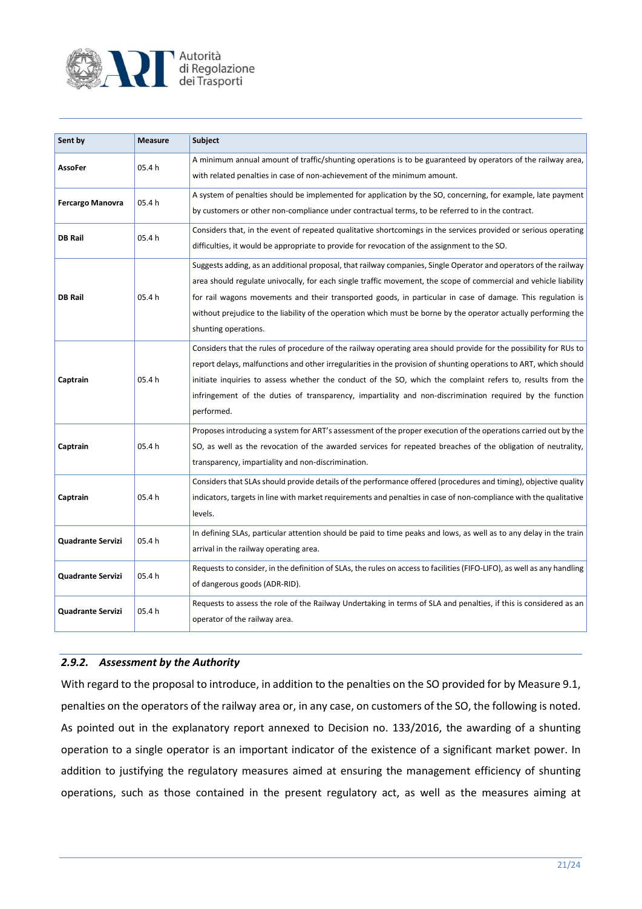| Sent by | Measure | Subject |
|---|---|---|
| **AssoFer** | 05.4 h | A minimum annual amount of traffic/shunting operations is to be guaranteed by operators of the railway area, with related penalties in case of non-achievement of the minimum amount. |
| **Fercargo Manovra** | 05.4 h | A system of penalties should be implemented for application by the SO, concerning, for example, late payment by customers or other non-compliance under contractual terms, to be referred to in the contract. |
| **DB Rail** | 05.4 h | Considers that, in the event of repeated qualitative shortcomings in the services provided or serious operating difficulties, it would be appropriate to provide for revocation of the assignment to the SO. |
| **DB Rail** | 05.4 h | Suggests adding, as an additional proposal, that railway companies, Single Operator and operators of the railway area should regulate univocally, for each single traffic movement, the scope of commercial and vehicle liability for rail wagons movements and their transported goods, in particular in case of damage. This regulation is without prejudice to the liability of the operation which must be borne by the operator actually performing the shunting operations. |
| **Captrain** | 05.4 h | Considers that the rules of procedure of the railway operating area should provide for the possibility for RUs to report delays, malfunctions and other irregularities in the provision of shunting operations to ART, which should initiate inquiries to assess whether the conduct of the SO, which the complaint refers to, results from the infringement of the duties of transparency, impartiality and non-discrimination required by the function performed. |
| **Captrain** | 05.4 h | Proposes introducing a system for ART's assessment of the proper execution of the operations carried out by the SO, as well as the revocation of the awarded services for repeated breaches of the obligation of neutrality, transparency, impartiality and non-discrimination. |
| **Captrain** | 05.4 h | Considers that SLAs should provide details of the performance offered (procedures and timing), objective quality indicators, targets in line with market requirements and penalties in case of non-compliance with the qualitative levels. |
| **Quadrante Servizi** | 05.4 h | In defining SLAs, particular attention should be paid to time peaks and lows, as well as to any delay in the train arrival in the railway operating area. |
| **Quadrante Servizi** | 05.4 h | Requests to consider, in the definition of SLAs, the rules on access to facilities (FIFO-LIFO), as well as any handling of dangerous goods (ADR-RID). |
| **Quadrante Servizi** | 05.4 h | Requests to assess the role of the Railway Undertaking in terms of SLA and penalties, if this is considered as an operator of the railway area. |

### *2.9.2. Assessment by the Authority*

With regard to the proposal to introduce, in addition to the penalties on the SO provided for by Measure 9.1, penalties on the operators of the railway area or, in any case, on customers of the SO, the following is noted. As pointed out in the explanatory report annexed to Decision no. 133/2016, the awarding of a shunting operation to a single operator is an important indicator of the existence of a significant market power. In addition to justifying the regulatory measures aimed at ensuring the management efficiency of shunting operations, such as those contained in the present regulatory act, as well as the measures aiming at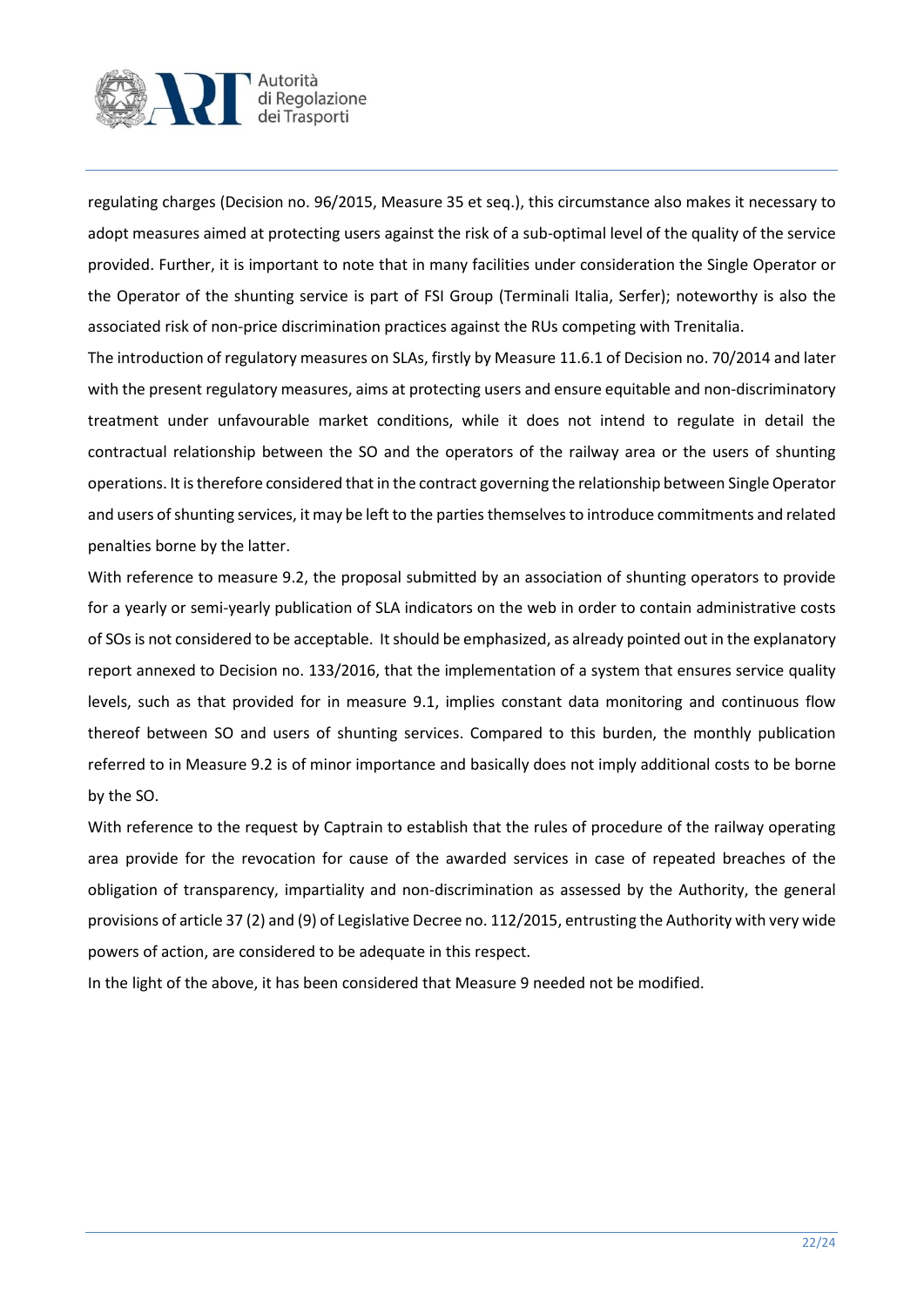regulating charges (Decision no. 96/2015, Measure 35 et seq.), this circumstance also makes it necessary to adopt measures aimed at protecting users against the risk of a sub-optimal level of the quality of the service provided. Further, it is important to note that in many facilities under consideration the Single Operator or the Operator of the shunting service is part of FSI Group (Terminali Italia, Serfer); noteworthy is also the associated risk of non-price discrimination practices against the RUs competing with Trenitalia.

The introduction of regulatory measures on SLAs, firstly by Measure 11.6.1 of Decision no. 70/2014 and later with the present regulatory measures, aims at protecting users and ensure equitable and non-discriminatory treatment under unfavourable market conditions, while it does not intend to regulate in detail the contractual relationship between the SO and the operators of the railway area or the users of shunting operations. It is therefore considered that in the contract governing the relationship between Single Operator and users of shunting services, it may be left to the parties themselves to introduce commitments and related penalties borne by the latter.

With reference to measure 9.2, the proposal submitted by an association of shunting operators to provide for a yearly or semi-yearly publication of SLA indicators on the web in order to contain administrative costs of SOs is not considered to be acceptable. It should be emphasized, as already pointed out in the explanatory report annexed to Decision no. 133/2016, that the implementation of a system that ensures service quality levels, such as that provided for in measure 9.1, implies constant data monitoring and continuous flow thereof between SO and users of shunting services. Compared to this burden, the monthly publication referred to in Measure 9.2 is of minor importance and basically does not imply additional costs to be borne by the SO.

With reference to the request by Captrain to establish that the rules of procedure of the railway operating area provide for the revocation for cause of the awarded services in case of repeated breaches of the obligation of transparency, impartiality and non-discrimination as assessed by the Authority, the general provisions of article 37 (2) and (9) of Legislative Decree no. 112/2015, entrusting the Authority with very wide powers of action, are considered to be adequate in this respect.

In the light of the above, it has been considered that Measure 9 needed not be modified.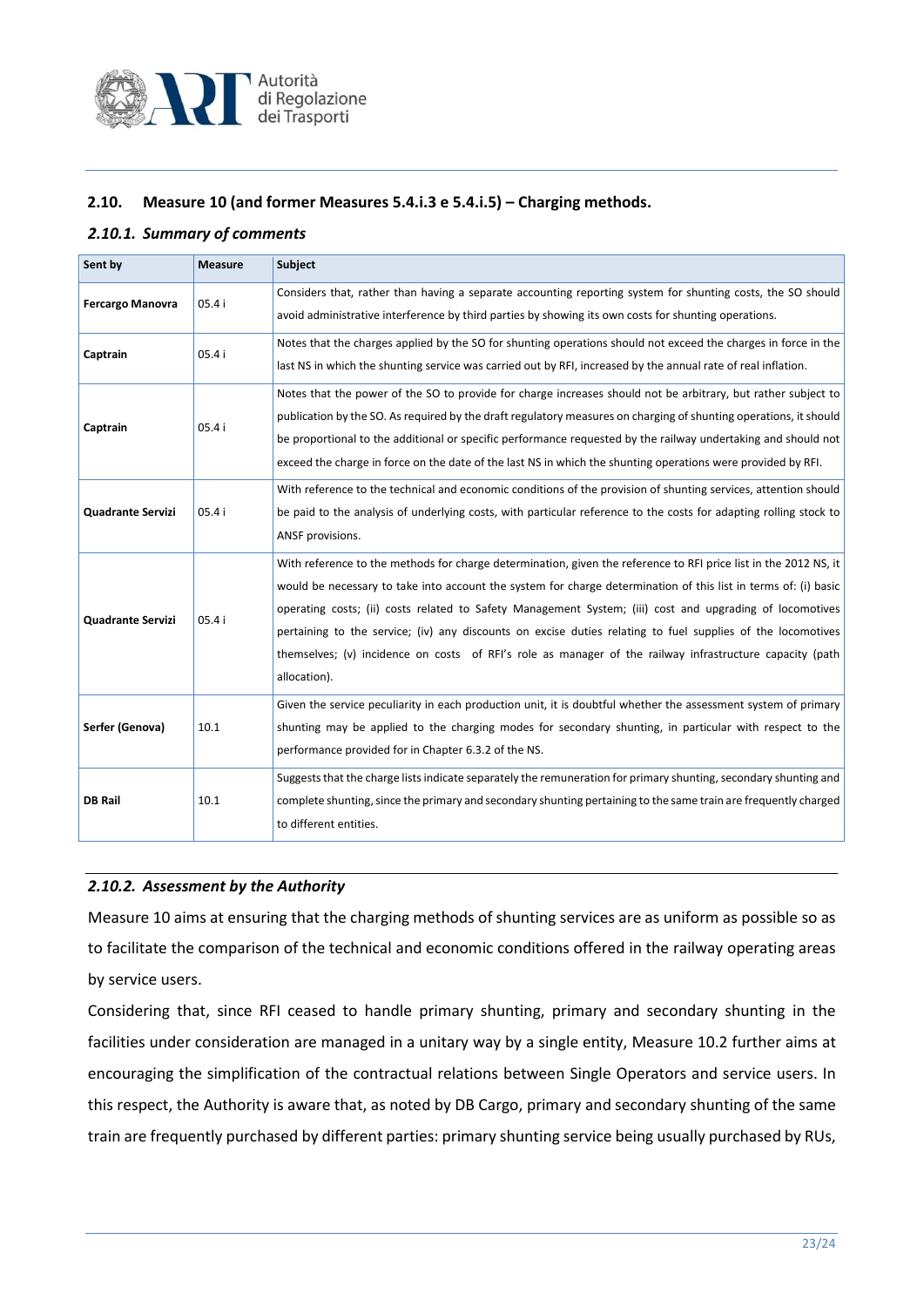## 2.10. Measure 10 (and former Measures 5.4.i.3 e 5.4.i.5) – Charging methods.

### *2.10.1. Summary of comments*

| Sent by | Measure | Subject |
|---|---|---|
| **Fercargo Manovra** | 05.4 i | Considers that, rather than having a separate accounting reporting system for shunting costs, the SO should avoid administrative interference by third parties by showing its own costs for shunting operations. |
| **Captrain** | 05.4 i | Notes that the charges applied by the SO for shunting operations should not exceed the charges in force in the last NS in which the shunting service was carried out by RFI, increased by the annual rate of real inflation. |
| **Captrain** | 05.4 i | Notes that the power of the SO to provide for charge increases should not be arbitrary, but rather subject to publication by the SO. As required by the draft regulatory measures on charging of shunting operations, it should be proportional to the additional or specific performance requested by the railway undertaking and should not exceed the charge in force on the date of the last NS in which the shunting operations were provided by RFI. |
| **Quadrante Servizi** | 05.4 i | With reference to the technical and economic conditions of the provision of shunting services, attention should be paid to the analysis of underlying costs, with particular reference to the costs for adapting rolling stock to ANSF provisions. |
| **Quadrante Servizi** | 05.4 i | With reference to the methods for charge determination, given the reference to RFI price list in the 2012 NS, it would be necessary to take into account the system for charge determination of this list in terms of: (i) basic operating costs; (ii) costs related to Safety Management System; (iii) cost and upgrading of locomotives pertaining to the service; (iv) any discounts on excise duties relating to fuel supplies of the locomotives themselves; (v) incidence on costs of RFI's role as manager of the railway infrastructure capacity (path allocation). |
| **Serfer (Genova)** | 10.1 | Given the service peculiarity in each production unit, it is doubtful whether the assessment system of primary shunting may be applied to the charging modes for secondary shunting, in particular with respect to the performance provided for in Chapter 6.3.2 of the NS. |
| **DB Rail** | 10.1 | Suggests that the charge lists indicate separately the remuneration for primary shunting, secondary shunting and complete shunting, since the primary and secondary shunting pertaining to the same train are frequently charged to different entities. |

### *2.10.2. Assessment by the Authority*

Measure 10 aims at ensuring that the charging methods of shunting services are as uniform as possible so as to facilitate the comparison of the technical and economic conditions offered in the railway operating areas by service users.

Considering that, since RFI ceased to handle primary shunting, primary and secondary shunting in the facilities under consideration are managed in a unitary way by a single entity, Measure 10.2 further aims at encouraging the simplification of the contractual relations between Single Operators and service users. In this respect, the Authority is aware that, as noted by DB Cargo, primary and secondary shunting of the same train are frequently purchased by different parties: primary shunting service being usually purchased by RUs,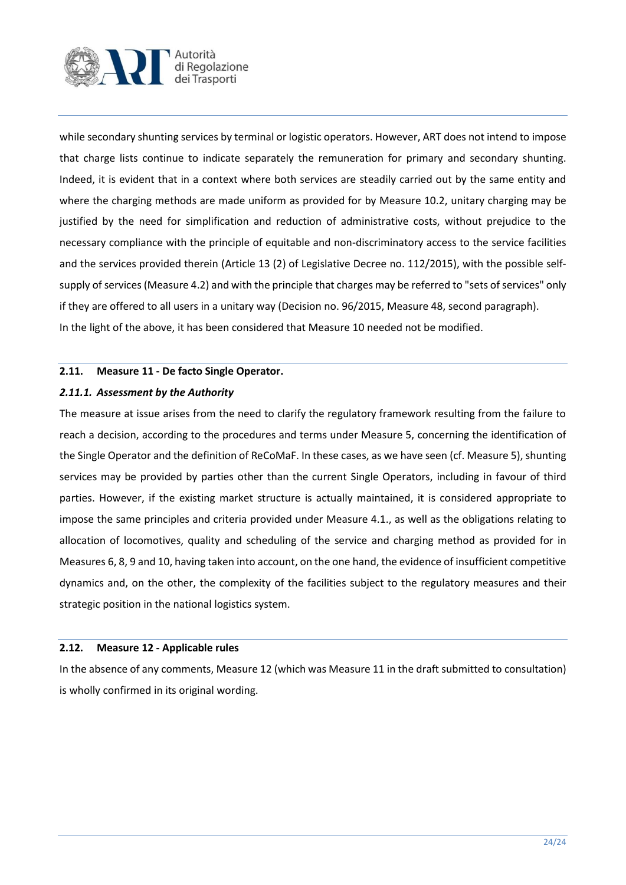while secondary shunting services by terminal or logistic operators. However, ART does not intend to impose that charge lists continue to indicate separately the remuneration for primary and secondary shunting. Indeed, it is evident that in a context where both services are steadily carried out by the same entity and where the charging methods are made uniform as provided for by Measure 10.2, unitary charging may be justified by the need for simplification and reduction of administrative costs, without prejudice to the necessary compliance with the principle of equitable and non-discriminatory access to the service facilities and the services provided therein (Article 13 (2) of Legislative Decree no. 112/2015), with the possible self-supply of services (Measure 4.2) and with the principle that charges may be referred to "sets of services" only if they are offered to all users in a unitary way (Decision no. 96/2015, Measure 48, second paragraph).
In the light of the above, it has been considered that Measure 10 needed not be modified.

## 2.11. Measure 11 - De facto Single Operator.

### *2.11.1. Assessment by the Authority*

The measure at issue arises from the need to clarify the regulatory framework resulting from the failure to reach a decision, according to the procedures and terms under Measure 5, concerning the identification of the Single Operator and the definition of ReCoMaF. In these cases, as we have seen (cf. Measure 5), shunting services may be provided by parties other than the current Single Operators, including in favour of third parties. However, if the existing market structure is actually maintained, it is considered appropriate to impose the same principles and criteria provided under Measure 4.1., as well as the obligations relating to allocation of locomotives, quality and scheduling of the service and charging method as provided for in Measures 6, 8, 9 and 10, having taken into account, on the one hand, the evidence of insufficient competitive dynamics and, on the other, the complexity of the facilities subject to the regulatory measures and their strategic position in the national logistics system.

## 2.12. Measure 12 - Applicable rules

In the absence of any comments, Measure 12 (which was Measure 11 in the draft submitted to consultation) is wholly confirmed in its original wording.